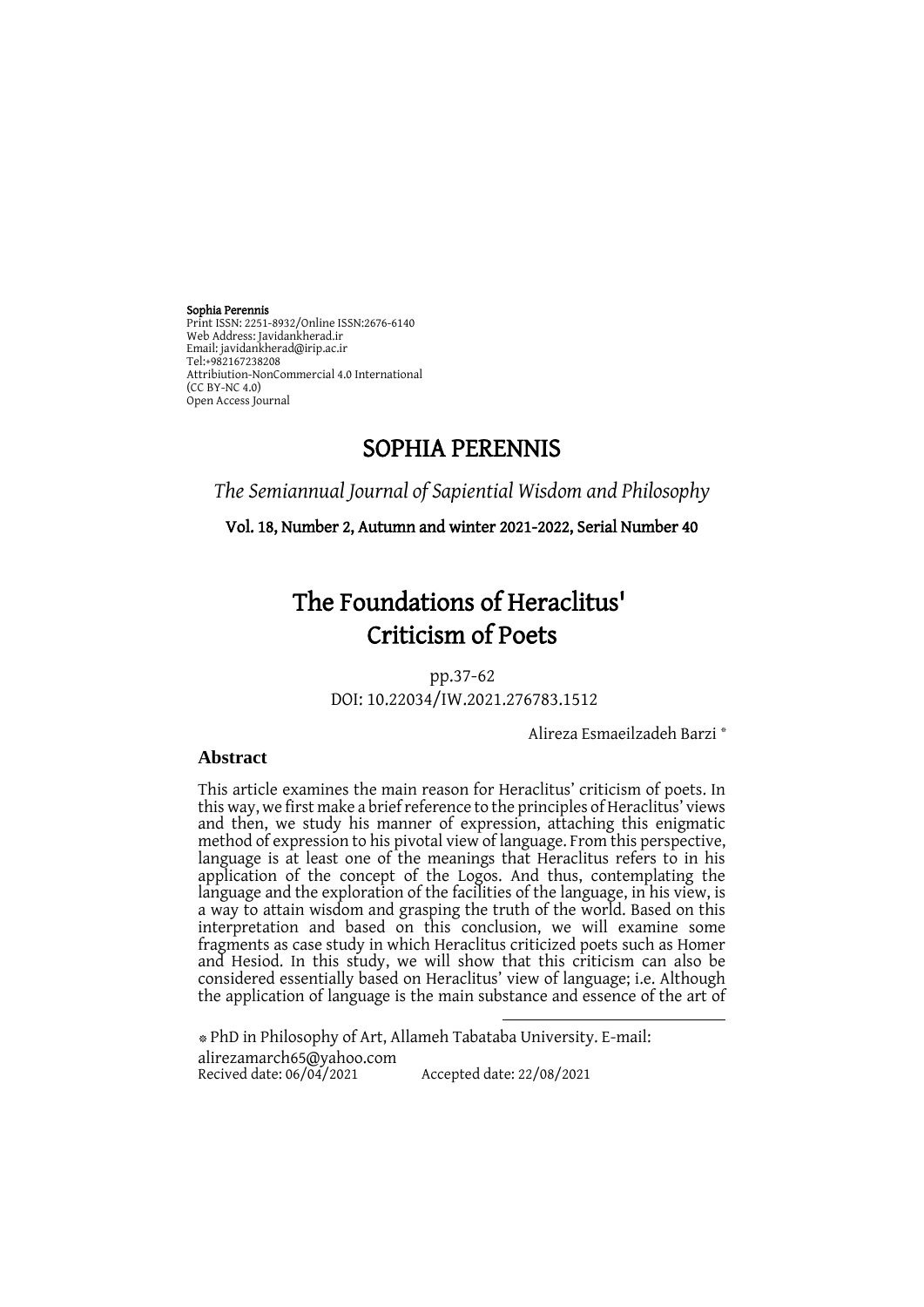**Sophia Perennis**
Print ISSN: 2251-8932/Online ISSN:2676-6140
Web Address: Javidankherad.ir
Email: javidankherad@irip.ac.ir
Tel:+982167238208
Attribiution-NonCommercial 4.0 International
(CC BY-NC 4.0)
Open Access Journal

# SOPHIA PERENNIS

*The Semiannual Journal of Sapiential Wisdom and Philosophy*

**Vol. 18, Number 2, Autumn and winter 2021-2022, Serial Number 40**

# The Foundations of Heraclitus' Criticism of Poets

pp.37-62
DOI: 10.22034/IW.2021.276783.1512

Alireza Esmaeilzadeh Barzi [*]

## Abstract

This article examines the main reason for Heraclitus' criticism of poets. In this way, we first make a brief reference to the principles of Heraclitus' views and then, we study his manner of expression, attaching this enigmatic method of expression to his pivotal view of language. From this perspective, language is at least one of the meanings that Heraclitus refers to in his application of the concept of the Logos. And thus, contemplating the language and the exploration of the facilities of the language, in his view, is a way to attain wisdom and grasping the truth of the world. Based on this interpretation and based on this conclusion, we will examine some fragments as case study in which Heraclitus criticized poets such as Homer and Hesiod. In this study, we will show that this criticism can also be considered essentially based on Heraclitus' view of language; i.e. Although the application of language is the main substance and essence of the art of

[*] PhD in Philosophy of Art, Allameh Tabataba University. E-mail: alirezamarch65@yahoo.com
Recived date: 06/04/2021 Accepted date: 22/08/2021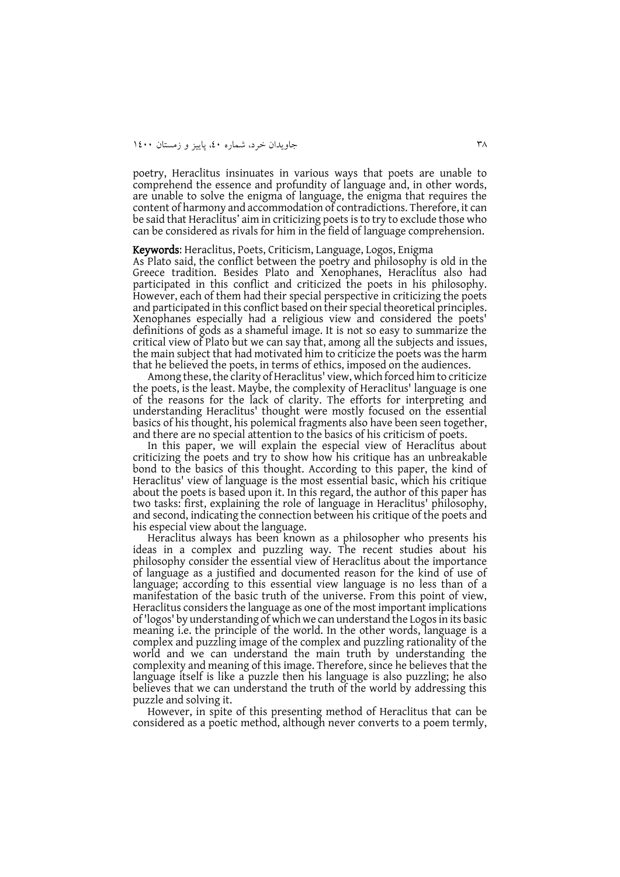poetry, Heraclitus insinuates in various ways that poets are unable to comprehend the essence and profundity of language and, in other words, are unable to solve the enigma of language, the enigma that requires the content of harmony and accommodation of contradictions. Therefore, it can be said that Heraclitus' aim in criticizing poets is to try to exclude those who can be considered as rivals for him in the field of language comprehension.

**Keywords**: Heraclitus, Poets, Criticism, Language, Logos, Enigma

As Plato said, the conflict between the poetry and philosophy is old in the Greece tradition. Besides Plato and Xenophanes, Heraclitus also had participated in this conflict and criticized the poets in his philosophy. However, each of them had their special perspective in criticizing the poets and participated in this conflict based on their special theoretical principles. Xenophanes especially had a religious view and considered the poets' definitions of gods as a shameful image. It is not so easy to summarize the critical view of Plato but we can say that, among all the subjects and issues, the main subject that had motivated him to criticize the poets was the harm that he believed the poets, in terms of ethics, imposed on the audiences.

Among these, the clarity of Heraclitus' view, which forced him to criticize the poets, is the least. Maybe, the complexity of Heraclitus' language is one of the reasons for the lack of clarity. The efforts for interpreting and understanding Heraclitus' thought were mostly focused on the essential basics of his thought, his polemical fragments also have been seen together, and there are no special attention to the basics of his criticism of poets.

In this paper, we will explain the especial view of Heraclitus about criticizing the poets and try to show how his critique has an unbreakable bond to the basics of this thought. According to this paper, the kind of Heraclitus' view of language is the most essential basic, which his critique about the poets is based upon it. In this regard, the author of this paper has two tasks: first, explaining the role of language in Heraclitus' philosophy, and second, indicating the connection between his critique of the poets and his especial view about the language.

Heraclitus always has been known as a philosopher who presents his ideas in a complex and puzzling way. The recent studies about his philosophy consider the essential view of Heraclitus about the importance of language as a justified and documented reason for the kind of use of language; according to this essential view language is no less than of a manifestation of the basic truth of the universe. From this point of view, Heraclitus considers the language as one of the most important implications of 'logos' by understanding of which we can understand the Logos in its basic meaning i.e. the principle of the world. In the other words, language is a complex and puzzling image of the complex and puzzling rationality of the world and we can understand the main truth by understanding the complexity and meaning of this image. Therefore, since he believes that the language itself is like a puzzle then his language is also puzzling; he also believes that we can understand the truth of the world by addressing this puzzle and solving it.

However, in spite of this presenting method of Heraclitus that can be considered as a poetic method, although never converts to a poem termly,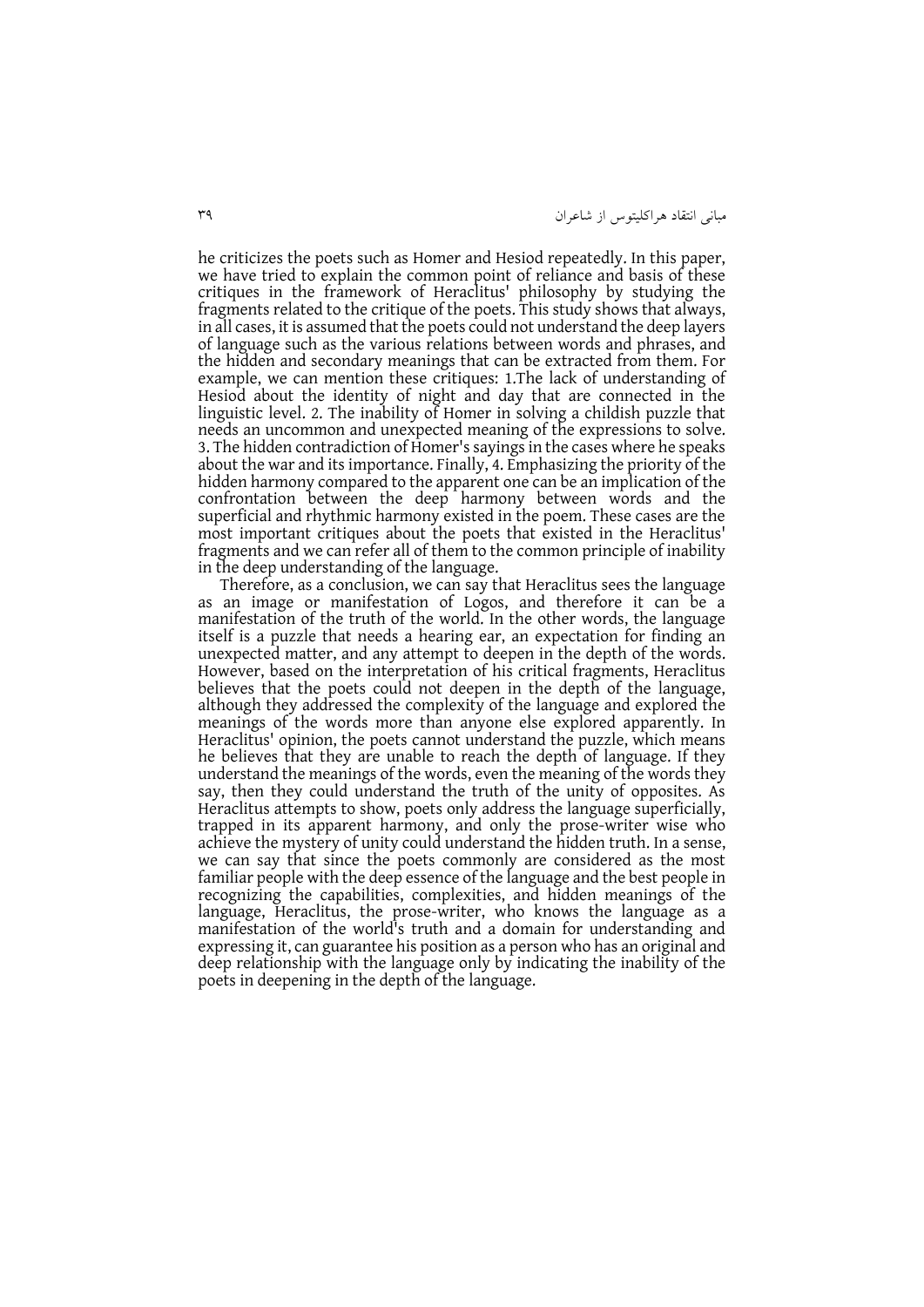he criticizes the poets such as Homer and Hesiod repeatedly. In this paper, we have tried to explain the common point of reliance and basis of these critiques in the framework of Heraclitus' philosophy by studying the fragments related to the critique of the poets. This study shows that always, in all cases, it is assumed that the poets could not understand the deep layers of language such as the various relations between words and phrases, and the hidden and secondary meanings that can be extracted from them. For example, we can mention these critiques: 1.The lack of understanding of Hesiod about the identity of night and day that are connected in the linguistic level. 2. The inability of Homer in solving a childish puzzle that needs an uncommon and unexpected meaning of the expressions to solve. 3. The hidden contradiction of Homer's sayings in the cases where he speaks about the war and its importance. Finally, 4. Emphasizing the priority of the hidden harmony compared to the apparent one can be an implication of the confrontation between the deep harmony between words and the superficial and rhythmic harmony existed in the poem. These cases are the most important critiques about the poets that existed in the Heraclitus' fragments and we can refer all of them to the common principle of inability in the deep understanding of the language.

Therefore, as a conclusion, we can say that Heraclitus sees the language as an image or manifestation of Logos, and therefore it can be a manifestation of the truth of the world. In the other words, the language itself is a puzzle that needs a hearing ear, an expectation for finding an unexpected matter, and any attempt to deepen in the depth of the words. However, based on the interpretation of his critical fragments, Heraclitus believes that the poets could not deepen in the depth of the language, although they addressed the complexity of the language and explored the meanings of the words more than anyone else explored apparently. In Heraclitus' opinion, the poets cannot understand the puzzle, which means he believes that they are unable to reach the depth of language. If they understand the meanings of the words, even the meaning of the words they say, then they could understand the truth of the unity of opposites. As Heraclitus attempts to show, poets only address the language superficially, trapped in its apparent harmony, and only the prose-writer wise who achieve the mystery of unity could understand the hidden truth. In a sense, we can say that since the poets commonly are considered as the most familiar people with the deep essence of the language and the best people in recognizing the capabilities, complexities, and hidden meanings of the language, Heraclitus, the prose-writer, who knows the language as a manifestation of the world's truth and a domain for understanding and expressing it, can guarantee his position as a person who has an original and deep relationship with the language only by indicating the inability of the poets in deepening in the depth of the language.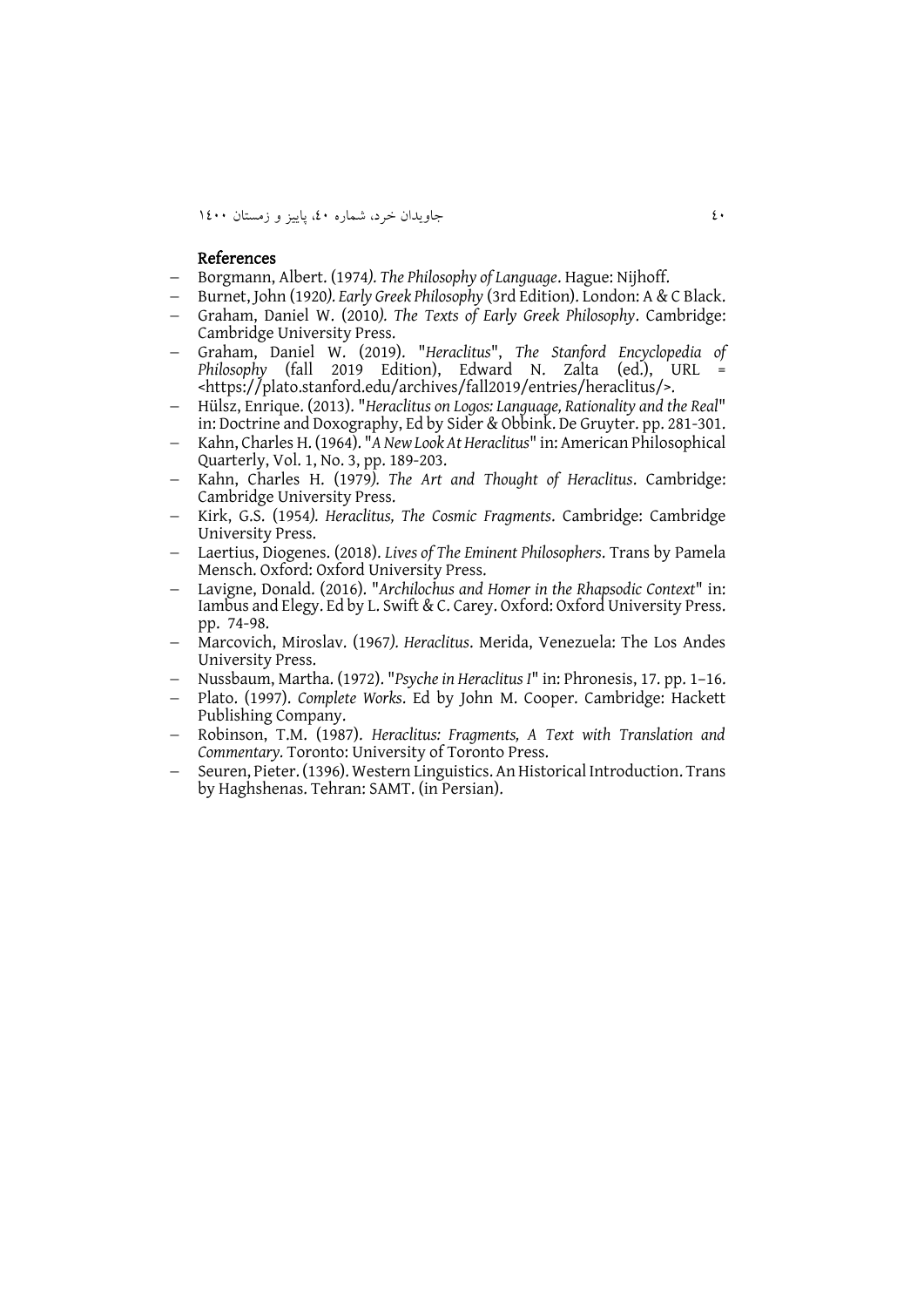## References

- Borgmann, Albert. (1974). *The Philosophy of Language*. Hague: Nijhoff.
- Burnet, John (1920). *Early Greek Philosophy* (3rd Edition). London: A & C Black.
- Graham, Daniel W. (2010). *The Texts of Early Greek Philosophy*. Cambridge: Cambridge University Press.
- Graham, Daniel W. (2019). "*Heraclitus*", *The Stanford Encyclopedia of Philosophy* (fall 2019 Edition), Edward N. Zalta (ed.), URL = <https://plato.stanford.edu/archives/fall2019/entries/heraclitus/>.
- Hülsz, Enrique. (2013). "*Heraclitus on Logos: Language, Rationality and the Real*" in: Doctrine and Doxography, Ed by Sider & Obbink. De Gruyter. pp. 281-301.
- Kahn, Charles H. (1964). "*A New Look At Heraclitus*" in: American Philosophical Quarterly, Vol. 1, No. 3, pp. 189-203.
- Kahn, Charles H. (1979). *The Art and Thought of Heraclitus*. Cambridge: Cambridge University Press.
- Kirk, G.S. (1954). *Heraclitus, The Cosmic Fragments*. Cambridge: Cambridge University Press.
- Laertius, Diogenes. (2018). *Lives of The Eminent Philosophers*. Trans by Pamela Mensch. Oxford: Oxford University Press.
- Lavigne, Donald. (2016). "*Archilochus and Homer in the Rhapsodic Context*" in: Iambus and Elegy. Ed by L. Swift & C. Carey. Oxford: Oxford University Press. pp. 74-98.
- Marcovich, Miroslav. (1967). *Heraclitus*. Merida, Venezuela: The Los Andes University Press.
- Nussbaum, Martha. (1972). "*Psyche in Heraclitus I*" in: Phronesis, 17. pp. 1–16.
- Plato. (1997). *Complete Works*. Ed by John M. Cooper. Cambridge: Hackett Publishing Company.
- Robinson, T.M. (1987). *Heraclitus: Fragments, A Text with Translation and Commentary*. Toronto: University of Toronto Press.
- Seuren, Pieter. (1396). Western Linguistics. An Historical Introduction. Trans by Haghshenas. Tehran: SAMT. (in Persian).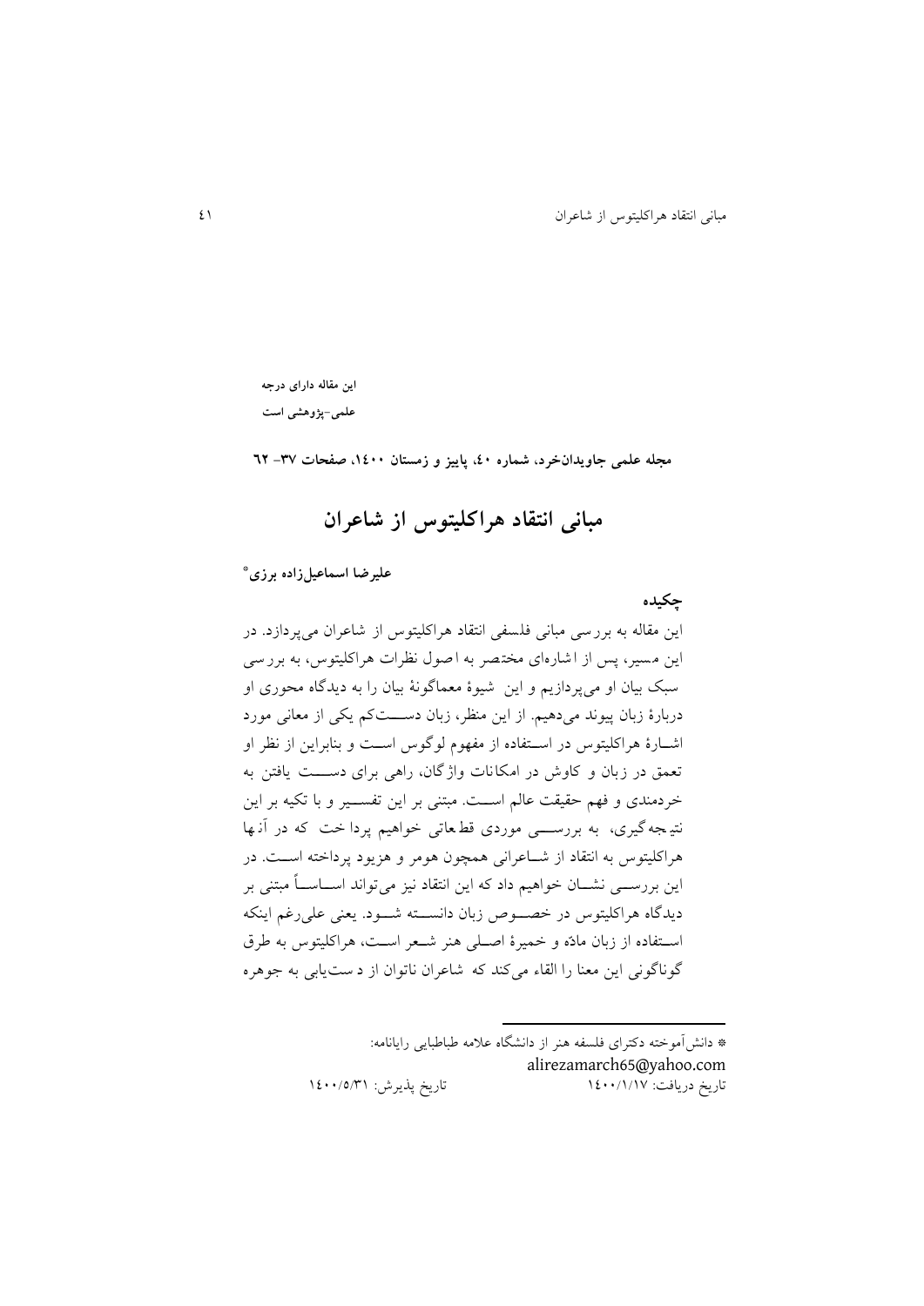**این مقاله دارای درجه علمی-پژوهشی است**

**مجله علمی جاویدان‌خرد، شماره ٤٠، پاییز و زمستان ١٤٠٠، صفحات ٣٧- ٦٢**

# مبانی انتقاد هراکلیتوس از شاعران

**علیرضا اسماعیل‌زاده برزی**[*]

## چکیده

این مقاله به بررسی مبانی فلسفی انتقاد هراکلیتوس از شاعران می‌پردازد. در این مسیر، پس از اشاره‌ای مختصر به اصول نظرات هراکلیتوس، به بررسی سبک بیان او می‌پردازیم و این شیوۀ معماگونۀ بیان را به دیدگاه محوری او دربارۀ زبان پیوند می‌دهیم. از این منظر، زبان دست‌کم یکی از معانی مورد اشارۀ هراکلیتوس در استفاده از مفهوم لوگوس است و بنابراین از نظر او تعمق در زبان و کاوش در امکانات واژگان، راهی برای دست یافتن به خردمندی و فهم حقیقت عالم است. مبتنی بر این تفسیر و با تکیه بر این نتیجه‌گیری، به بررسی موردی قطعاتی خواهیم پرداخت که در آن‌ها هراکلیتوس به انتقاد از شاعرانی همچون هومر و هزیود پرداخته است. در این بررسی نشان خواهیم داد که این انتقاد نیز می‌تواند اساساً مبتنی بر دیدگاه هراکلیتوس در خصوص زبان دانسته شود. یعنی علی‌رغم اینکه استفاده از زبان مادّه و خمیرۀ اصلی هنر شعر است، هراکلیتوس به طرق گوناگونی این معنا را القاء می‌کند که شاعران ناتوان از دست‌یابی به جوهره

---

[*] دانش‌آموخته دکترای فلسفه هنر از دانشگاه علامه طباطبایی رایانامه: alirezamarch65@yahoo.com

تاریخ دریافت: ١٤٠٠/١/١٧ تاریخ پذیرش: ١٤٠٠/٥/٣١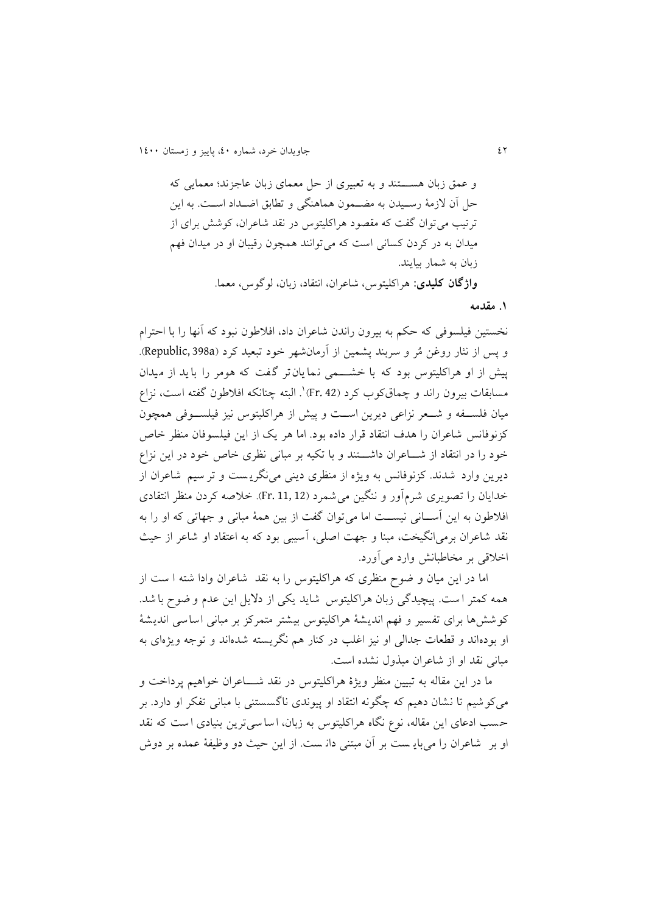و عمق زبان هستند و به تعبیری از حل معمای زبان عاجزند؛ معمایی که حل آن لازمهٔ رسیدن به مضمون هماهنگی و تطابق اضداد است. به این ترتیب می‌توان گفت که مقصود هراکلیتوس در نقد شاعران، کوشش برای از میدان به در کردن کسانی است که می‌توانند همچون رقیبان او در میدان فهم زبان به شمار بیایند.

**واژگان کلیدی:** هراکلیتوس، شاعران، انتقاد، زبان، لوگوس، معما.

## ۱. مقدمه

نخستین فیلسوفی که حکم به بیرون راندن شاعران داد، افلاطون نبود که آنها را با احترام و پس از نثار روغن مُر و سربند پشمین از آرمانشهر خود تبعید کرد (Republic, 398a). پیش از او هراکلیتوس بود که با خشمی نمایان‌تر گفت که هومر را باید از میدان مسابقات بیرون راند و چماق‌کوب کرد (Fr. 42)[1]. البته چنانکه افلاطون گفته است، نزاع میان فلسفه و شعر نزاعی دیرین است و پیش از هراکلیتوس نیز فیلسوفی همچون کزنوفانس شاعران را هدف انتقاد قرار داده بود. اما هر یک از این فیلسوفان منظر خاص خود را در انتقاد از شاعران داشتند و با تکیه بر مبانی نظری خاص خود در این نزاع دیرین وارد شدند. کزنوفانس به ویژه از منظری دینی می‌نگریست و ترسیم شاعران از خدایان را تصویری شرم‌آور و ننگین می‌شمرد (Fr. 11, 12). خلاصه کردن منظر انتقادی افلاطون به این آسانی نیست اما می‌توان گفت از بین همهٔ مبانی و جهاتی که او را به نقد شاعران برمی‌انگیخت، مبنا و جهت اصلی، آسیبی بود که به اعتقاد او شاعر از حیث اخلاقی بر مخاطبانش وارد می‌آورد.

اما در این میان وضوح منظری که هراکلیتوس را به نقد شاعران وادا شته ا ست از همه کمتر ا ست. پیچیدگی زبان هراکلیتوس شاید یکی از دلایل این عدم وضوح باشد. کوشش‌ها برای تفسیر و فهم اندیشهٔ هراکلیتوس بیشتر متمرکز بر مبانی اساسی اندیشهٔ او بوده‌اند و قطعات جدالی او نیز اغلب در کنار هم نگریسته شده‌اند و توجه ویژه‌ای به مبانی نقد او از شاعران مبذول نشده است.

ما در این مقاله به تبیین منظر ویژهٔ هراکلیتوس در نقد شاعران خواهیم پرداخت و می‌کوشیم تا نشان دهیم که چگونه انتقاد او پیوندی ناگسستنی با مبانی تفکر او دارد. بر حسب ادعای این مقاله، نوع نگاه هراکلیتوس به زبان، اساسی‌ترین بنیادی است که نقد او بر شاعران را می‌بایست بر آن مبتنی دانست. از این حیث دو وظیفهٔ عمده بر دوش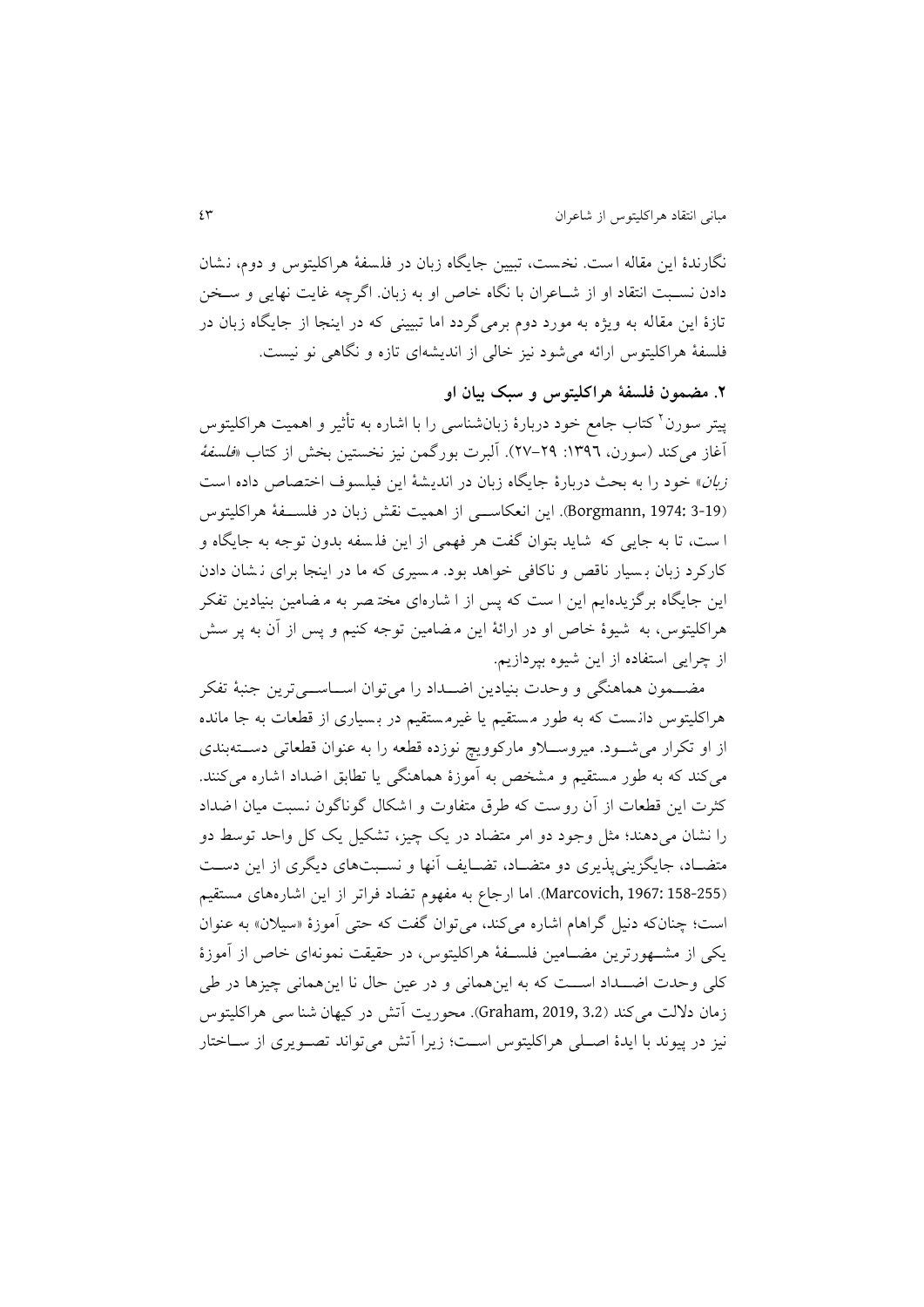نگارندۀ این مقاله است. نخست، تبیین جایگاه زبان در فلسفۀ هراکلیتوس و دوم، نشان دادن نسبت انتقاد او از شاعران با نگاه خاص او به زبان. اگرچه غایت نهایی و سخن تازۀ این مقاله به ویژه به مورد دوم برمی‌گردد اما تبیینی که در اینجا از جایگاه زبان در فلسفۀ هراکلیتوس ارائه می‌شود نیز خالی از اندیشه‌ای تازه و نگاهی نو نیست.

## ۲. مضمون فلسفۀ هراکلیتوس و سبک بیان او

پیتر سورن[۲] کتاب جامع خود دربارۀ زبان‌شناسی را با اشاره به تأثیر و اهمیت هراکلیتوس آغاز می‌کند (سورن، ۱۳۹۶: ۲۹–۲۷). آلبرت بورگمن نیز نخستین بخش از کتاب «*فلسفۀ زبان*» خود را به بحث دربارۀ جایگاه زبان در اندیشۀ این فیلسوف اختصاص داده است (Borgmann, 1974: 3-19). این انعکاسی از اهمیت نقش زبان در فلسفۀ هراکلیتوس است، تا به جایی که شاید بتوان گفت هر فهمی از این فلسفه بدون توجه به جایگاه و کارکرد زبان بسیار ناقص و ناکافی خواهد بود. مسیری که ما در اینجا برای نشان دادن این جایگاه برگزیده‌ایم این است که پس از اشاره‌ای مختصر به مضامین بنیادین تفکر هراکلیتوس، به شیوۀ خاص او در ارائۀ این مضامین توجه کنیم و پس از آن به پرسش از چرایی استفاده از این شیوه بپردازیم.

مضمون هماهنگی و وحدت بنیادین اضداد را می‌توان اساسی‌ترین جنبۀ تفکر هراکلیتوس دانست که به طور مستقیم یا غیرمستقیم در بسیاری از قطعات به جا مانده از او تکرار می‌شود. میروسلاو مارکوویچ نوزده قطعه را به عنوان قطعاتی دسته‌بندی می‌کند که به طور مستقیم و مشخص به آموزۀ هماهنگی یا تطابق اضداد اشاره می‌کنند. کثرت این قطعات از آن روست که طرق متفاوت و اشکال گوناگون نسبت میان اضداد را نشان می‌دهند؛ مثل وجود دو امر متضاد در یک چیز، تشکیل یک کل واحد توسط دو متضاد، جایگزینی‌پذیری دو متضاد، تضایف آنها و نسبت‌های دیگری از این دست (Marcovich, 1967: 158-255). اما ارجاع به مفهوم تضاد فراتر از این اشاره‌های مستقیم است؛ چنان‌که دنیل گراهام اشاره می‌کند، می‌توان گفت که حتی آموزۀ «سیلان» به عنوان یکی از مشهورترین مضامین فلسفۀ هراکلیتوس، در حقیقت نمونه‌ای خاص از آموزۀ کلی وحدت اضداد است که به این‌همانی و در عین حال نا این‌همانی چیزها در طی زمان دلالت می‌کند (Graham, 2019, 3.2). محوریت آتش در کیهان شناسی هراکلیتوس نیز در پیوند با ایدۀ اصلی هراکلیتوس است؛ زیرا آتش می‌تواند تصویری از ساختار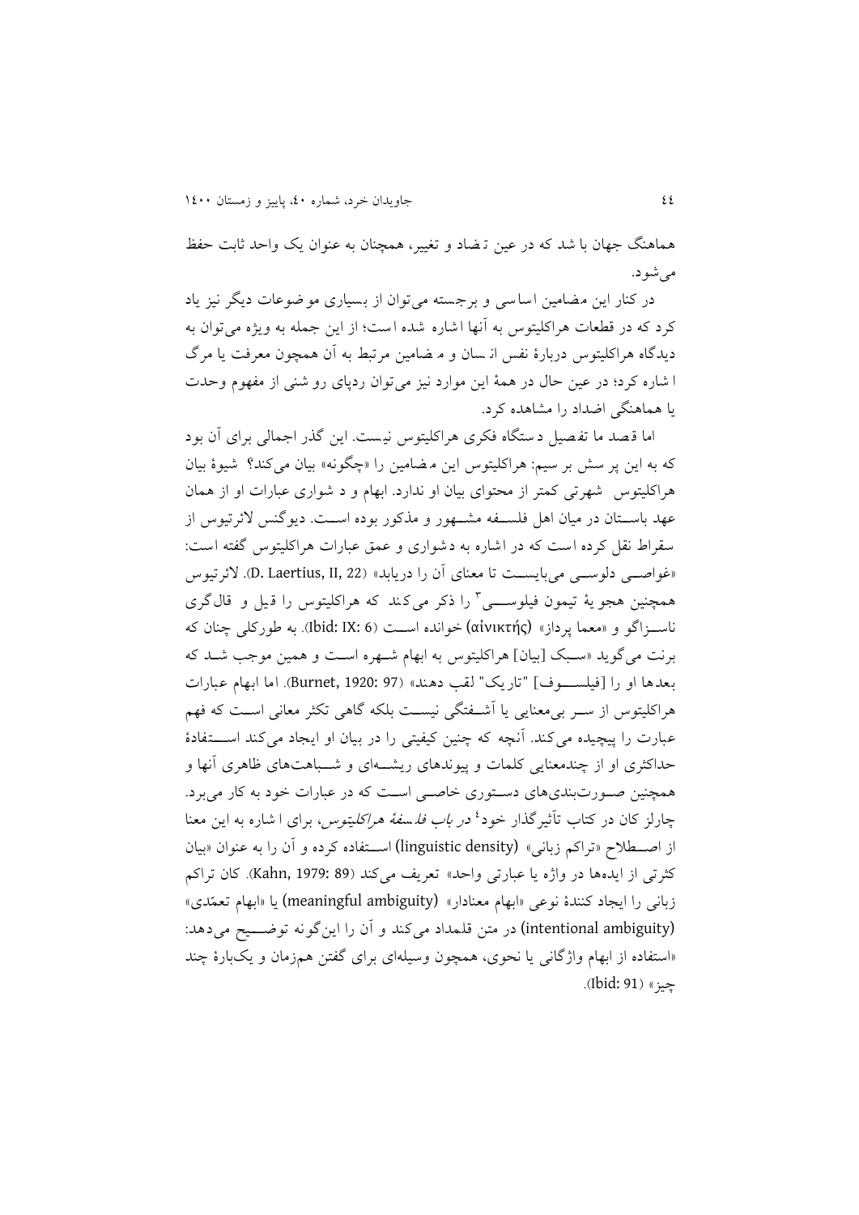هماهنگ جهان با شد که در عین تضاد و تغییر، همچنان به عنوان یک واحد ثابت حفظ می‌شود.

در کنار این مضامین اساسی و برجسته می‌توان از بسیاری موضوعات دیگر نیز یاد کرد که در قطعات هراکلیتوس به آنها اشاره شده است؛ از این جمله به ویژه می‌توان به دیدگاه هراکلیتوس دربارۀ نفس انسان و مضامین مرتبط به آن همچون معرفت یا مرگ اشاره کرد؛ در عین حال در همۀ این موارد نیز می‌توان ردپای روشنی از مفهوم وحدت یا هماهنگی اضداد را مشاهده کرد.

اما قصد ما تفصیل دستگاه فکری هراکلیتوس نیست. این گذر اجمالی برای آن بود که به این پرسش برسیم: هراکلیتوس این مضامین را «چگونه» بیان می‌کند؟ شیوۀ بیان هراکلیتوس شهرتی کمتر از محتوای بیان او ندارد. ابهام و دشواری عبارات او از همان عهد باستان در میان اهل فلسفه مشهور و مذکور بوده است. دیوگنس لائرتیوس از سقراط نقل کرده است که در اشاره به دشواری و عمق عبارات هراکلیتوس گفته است: «غواصی دلوسی می‌بایست تا معنای آن را دریابد» (D. Laertius, II, 22). لائرتیوس همچنین هجویۀ تیمون فیلوسی[3] را ذکر می‌کند که هراکلیتوس را قیل و قال‌گری ناسزاگو و «معما پرداز» (αἰνικτής) خوانده است (Ibid: IX: 6). به طورکلی چنان که برنت می‌گوید «سبک [بیان] هراکلیتوس به ابهام شهره است و همین موجب شد که بعدها او را [فیلسوف] "تاریک" لقب دهند» (Burnet, 1920: 97). اما ابهام عبارات هراکلیتوس از سر بی‌معنایی یا آشفتگی نیست بلکه گاهی تکثر معانی است که فهم عبارت را پیچیده می‌کند. آنچه که چنین کیفیتی را در بیان او ایجاد می‌کند استفادۀ حداکثری او از چندمعنایی کلمات و پیوندهای ریشه‌ای و شباهت‌های ظاهری آنها و همچنین صورت‌بندی‌های دستوری خاصی است که در عبارات خود به کار می‌برد. چارلز کان در کتاب تأثیرگذار خود[4] *در باب فلسفۀ هراکلیتوس*، برای اشاره به این معنا از اصطلاح «تراکم زبانی» (linguistic density) استفاده کرده و آن را به عنوان «بیان کثرتی از ایده‌ها در واژه یا عبارتی واحد» تعریف می‌کند (Kahn, 1979: 89). کان تراکم زبانی را ایجاد کنندۀ نوعی «ابهام معنادار» (meaningful ambiguity) یا «ابهام تعمّدی» (intentional ambiguity) در متن قلمداد می‌کند و آن را این‌گونه توضیح می‌دهد: «استفاده از ابهام واژگانی یا نحوی، همچون وسیله‌ای برای گفتن همزمان و یکبارۀ چند چیز» (Ibid: 91).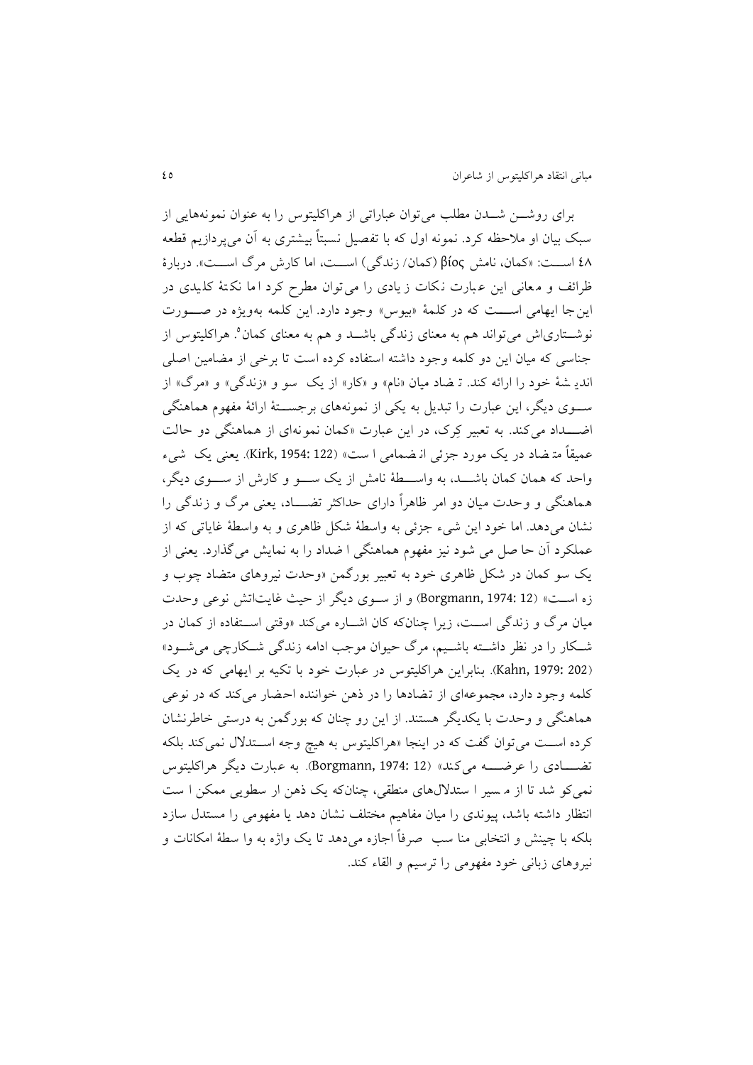برای روشـــن شـــدن مطلب می‌توان عباراتی از هراکلیتوس را به عنوان نمونه‌هایی از سبک بیان او ملاحظه کرد. نمونه اول که با تفصیل نسبتاً بیشتری به آن می‌پردازیم قطعه ٤٨ اســـت: «کمان، نامش βíος (کمان/ زندگی) اســـت، اما کارش مرگ اســـت». دربارهٔ ظرائف و معانی این عبارت نکات زیادی را می‌توان مطرح کرد اما نکتهٔ کلیدی در این‌جا ایهامی اســـت که در کلمهٔ «بیوس» وجود دارد. این کلمه به‌ویژه در صـــورت نوشـــتاری‌اش می‌تواند هم به معنای زندگی باشـــد و هم به معنای کمان[5]. هراکلیتوس از جناسی که میان این دو کلمه وجود داشته استفاده کرده است تا برخی از مضامین اصلی اندیشهٔ خود را ارائه کند. تضاد میان «نام» و «کار» از یک سو و «زندگی» و «مرگ» از ســـوی دیگر، این عبارت را تبدیل به یکی از نمونه‌های برجســـتهٔ ارائهٔ مفهوم هماهنگی اضـــداد می‌کند. به تعبیر کِرک، در این عبارت «کمان نمونه‌ای از هماهنگی دو حالت عمیقاً متضاد در یک مورد جزئی انضمامی است» (Kirk, 1954: 122). یعنی یک شیء واحد که همان کمان باشـــد، به واســـطهٔ نامش از یک ســـو و کارش از ســـوی دیگر، هماهنگی و وحدت میان دو امر ظاهراً دارای حداکثر تضـــاد، یعنی مرگ و زندگی را نشان می‌دهد. اما خود این شیء جزئی به واسطهٔ شکل ظاهری و به واسطهٔ غایاتی که از عملکرد آن حاصل می شود نیز مفهوم هماهنگی اضداد را به نمایش می‌گذارد. یعنی از یک سو کمان در شکل ظاهری خود به تعبیر بورگمن «وحدت نیروهای متضاد چوب و زه اســـت» (Borgmann, 1974: 12) و از ســـوی دیگر از حیث غایت‌اش نوعی وحدت میان مرگ و زندگی اســـت، زیرا چنان‌که کان اشـــاره می‌کند «وقتی اســـتفاده از کمان در شـــکار را در نظر داشـــته باشـــیم، مرگ حیوان موجب ادامه زندگی شـــکارچی می‌شـــود» (Kahn, 1979: 202). بنابراین هراکلیتوس در عبارت خود با تکیه بر ایهامی که در یک کلمه وجود دارد، مجموعه‌ای از تضادها را در ذهن خواننده احضار می‌کند که در نوعی هماهنگی و وحدت با یکدیگر هستند. از این رو چنان که بورگمن به درستی خاطرنشان کرده اســـت می‌توان گفت که در اینجا «هراکلیتوس به هیچ وجه اســـتدلال نمی‌کند بلکه تضـــادی را عرضـــه می‌کند» (Borgmann, 1974: 12). به عبارت دیگر هراکلیتوس نمی‌کوشد تا از مسیر استدلال‌های منطقی، چنان‌که یک ذهن از سطویی ممکن است انتظار داشته باشد، پیوندی را میان مفاهیم مختلف نشان دهد یا مفهومی را مستدل سازد بلکه با چینش و انتخابی مناسب صرفاً اجازه می‌دهد تا یک واژه به واسطهٔ امکانات و نیروهای زبانی خود مفهومی را ترسیم و القاء کند.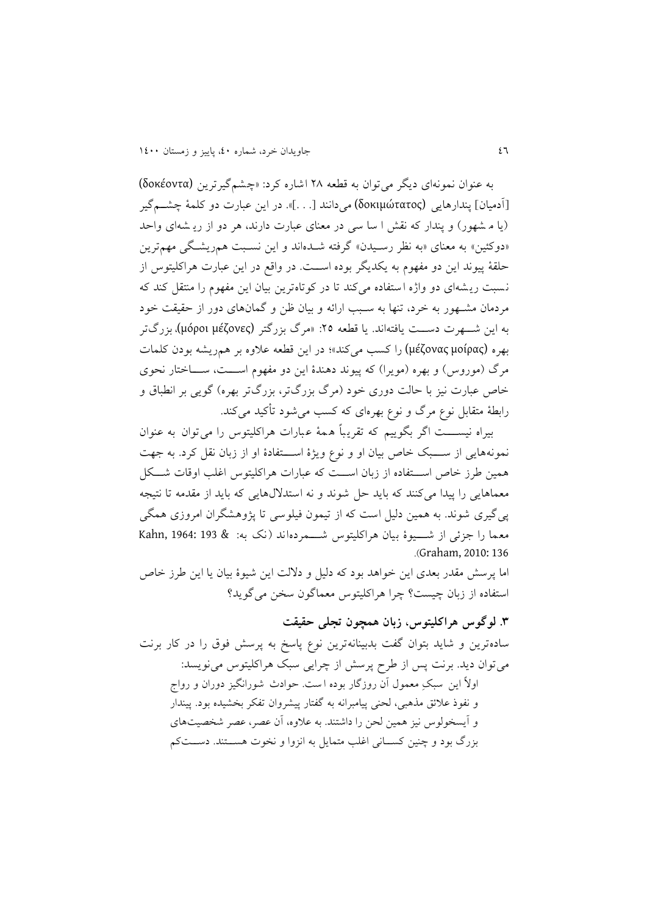به عنوان نمونه‌ای دیگر می‌توان به قطعه ۲۸ اشاره کرد: «چشم‌گیرترین (δοκέοντα) [آدمیان] پندارهایی (δοκιμώτατος) می‌دانند [. . .]». در این عبارت دو کلمهٔ چشم‌گیر (یا مشهور) و پندار که نقش اساسی در معنای عبارت دارند، هر دو از ریشه‌ای واحد «دوکئین» به معنای «به نظر رسیدن» گرفته شده‌اند و این نسبت هم‌ریشگی مهم‌ترین حلقهٔ پیوند این دو مفهوم به یکدیگر بوده است. در واقع در این عبارت هراکلیتوس از نسبت ریشه‌ای دو واژه استفاده می‌کند تا در کوتاه‌ترین بیان این مفهوم را منتقل کند که مردمان مشهور به خرد، تنها به سبب ارائه و بیان ظن و گمان‌های دور از حقیقت خود به این شهرت دست یافته‌اند. یا قطعه ۲۵: «مرگ بزرگتر (μόροι μέζονες)، بزرگ‌تر بهره (μέζονας μοίρας) را کسب می‌کند»؛ در این قطعه علاوه بر هم‌ریشه بودن کلمات مرگ (موروس) و بهره (مویرا) که پیوند دهندهٔ این دو مفهوم است، ساختار نحوی خاص عبارت نیز با حالت دوری خود (مرگ بزرگ‌تر، بزرگ‌تر بهره) گویی بر انطباق و رابطهٔ متقابل نوع مرگ و نوع بهره‌ای که کسب می‌شود تأکید می‌کند.

بیراه نیست اگر بگوییم که تقریباً همهٔ عبارات هراکلیتوس را می‌توان به عنوان نمونه‌هایی از سبک خاص بیان او و نوع ویژهٔ استفادهٔ او از زبان نقل کرد. به جهت همین طرز خاص استفاده از زبان است که عبارات هراکلیتوس اغلب اوقات شکل معماهایی را پیدا می‌کنند که باید حل شوند و نه استدلال‌هایی که باید از مقدمه تا نتیجه پی‌گیری شوند. به همین دلیل است که از تیمون فیلوسی تا پژوهشگران امروزی همگی معما را جزئی از شیوهٔ بیان هراکلیتوس شمرده‌اند (نک به: Kahn, 1964: 193 & Graham, 2010: 136).

اما پرسش مقدر بعدی این خواهد بود که دلیل و دلالت این شیوهٔ بیان یا این طرز خاص استفاده از زبان چیست؟ چرا هراکلیتوس معماگون سخن می‌گوید؟

### ۳. لوگوس هراکلیتوس، زبان همچون تجلی حقیقت

ساده‌ترین و شاید بتوان گفت بدبینانه‌ترین نوع پاسخ به پرسش فوق را در کار برنت می‌توان دید. برنت پس از طرح پرسش از چرایی سبک هراکلیتوس می‌نویسد:

> اولاً این سبکِ معمول آن روزگار بوده است. حوادث شورانگیز دوران و رواج و نفوذ علائق مذهبی، لحنی پیامبرانه به گفتار پیشروان تفکر بخشیده بود. پیندار و آیسخولوس نیز همین لحن را داشتند. به علاوه، آن عصر، عصر شخصیت‌های بزرگ بود و چنین کسانی اغلب متمایل به انزوا و نخوت هستند. دست‌کم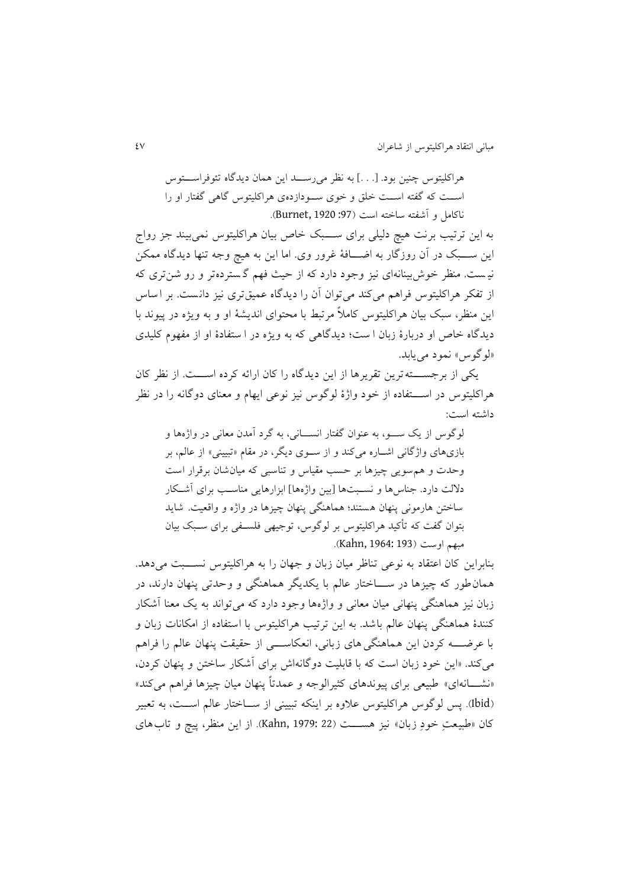> هراکلیتوس چنین بود. [. . .] به نظر می‌رسد این همان دیدگاه تئوفراستوس است که گفته است خلق و خوی سودازده‌ی هراکلیتوس گاهی گفتار او را ناکامل و آشفته ساخته است (Burnet, 1920 :97).

به این ترتیب برنت هیچ دلیلی برای سبک خاص بیان هراکلیتوس نمی‌بیند جز رواج این سبک در آن روزگار به اضافهٔ غرور وی. اما این به هیچ وجه تنها دیدگاه ممکن نیست. منظر خوش‌بینانه‌ای نیز وجود دارد که از حیث فهم گسترده‌تر و رو شن‌تری که از تفکر هراکلیتوس فراهم می‌کند می‌توان آن را دیدگاه عمیق‌تری نیز دانست. بر اساس این منظر، سبک بیان هراکلیتوس کاملاً مرتبط با محتوای اندیشهٔ او و به ویژه در پیوند با دیدگاه خاص او دربارهٔ زبان است؛ دیدگاهی که به ویژه در استفادهٔ او از مفهوم کلیدی «لوگوس» نمود می‌یابد.

یکی از برجسته‌ترین تقریرها از این دیدگاه را کان ارائه کرده است. از نظر کان هراکلیتوس در استفاده از خود واژهٔ لوگوس نیز نوعی ایهام و معنای دوگانه را در نظر داشته است:

> لوگوس از یک سو، به عنوان گفتار انسانی، به گرد آمدن معانی در واژه‌ها و بازی‌های واژگانی اشاره می‌کند و از سوی دیگر، در مقام «تبیینی» از عالم، بر وحدت و هم‌سویی چیزها بر حسب مقیاس و تناسبی که میان‌شان برقرار است دلالت دارد. جناس‌ها و نسبت‌ها [بین واژه‌ها] ابزارهایی مناسب برای آشکار ساختن هارمونی پنهان هستند؛ هماهنگی پنهان چیزها در واژه و واقعیت. شاید بتوان گفت که تأکید هراکلیتوس بر لوگوس، توجیهی فلسفی برای سبک بیان مبهم اوست (Kahn, 1964: 193).

بنابراین کان اعتقاد به نوعی تناظر میان زبان و جهان را به هراکلیتوس نسبت می‌دهد. همان‌طور که چیزها در ساختار عالم با یکدیگر هماهنگی و وحدتی پنهان دارند، در زبان نیز هماهنگی پنهانی میان معانی و واژه‌ها وجود دارد که می‌تواند به یک معنا آشکار کنندهٔ هماهنگی پنهان عالم باشد. به این ترتیب هراکلیتوس با استفاده از امکانات زبان و با عرضه کردن این هماهنگی‌های زبانی، انعکاسی از حقیقت پنهان عالم را فراهم می‌کند. «این خود زبان است که با قابلیت دوگانه‌اش برای آشکار ساختن و پنهان کردن، «نشانه‌ای» طبیعی برای پیوندهای کثیرالوجه و عمدتاً پنهان میان چیزها فراهم می‌کند» (Ibid). پس لوگوس هراکلیتوس علاوه بر اینکه تبیینی از ساختار عالم است، به تعبیر کان «طبیعتِ خودِ زبان» نیز هست (Kahn, 1979: 22). از این منظر، پیچ و تاب‌های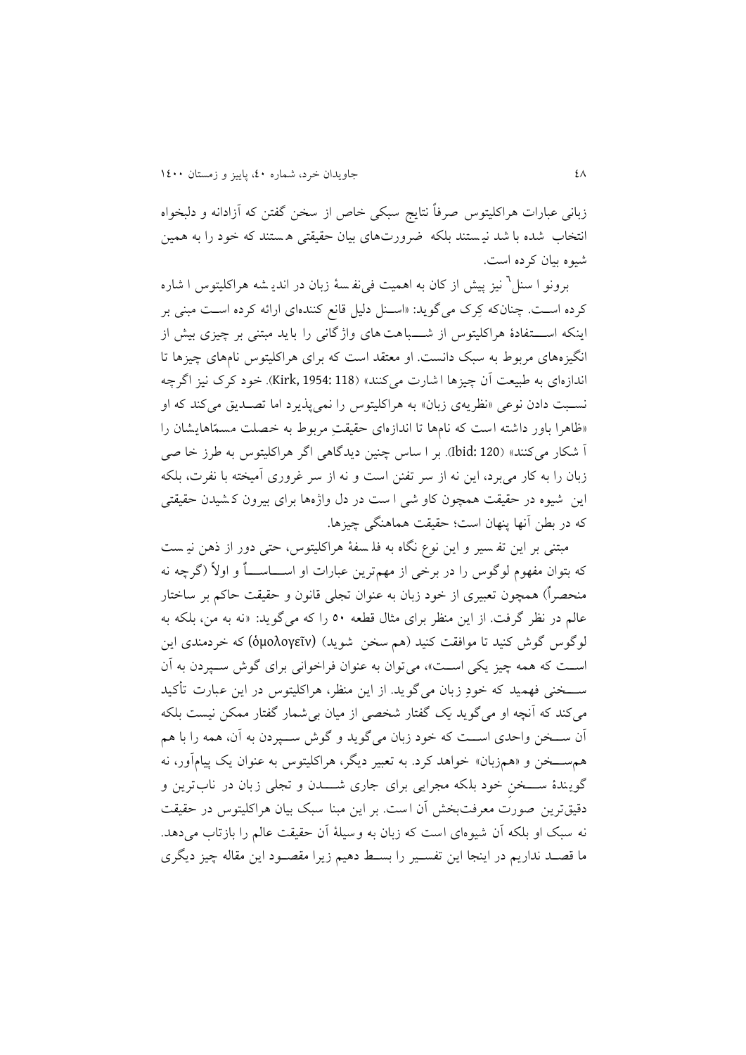زبانی عبارات هراکلیتوس صرفاً نتایج سبکی خاص از سخن گفتن که آزادانه و دلبخواه انتخاب شده باشد نیستند بلکه ضرورت‌های بیان حقیقتی هستند که خود را به همین شیوه بیان کرده است.

برونو اسنل[6] نیز پیش از کان به اهمیت فی‌نفسهٔ زبان در اندیشه هراکلیتوس اشاره کرده است. چنانکه کِرک می‌گوید: «اسنل دلیل قانع کننده‌ای ارائه کرده است مبنی بر اینکه استفادهٔ هراکلیتوس از شباهت‌های واژگانی را باید مبتنی بر چیزی بیش از انگیزه‌های مربوط به سبک دانست. او معتقد است که برای هراکلیتوس نام‌های چیزها تا اندازه‌ای به طبیعت آن چیزها اشارت می‌کنند» (Kirk, 1954: 118). خود کرک نیز اگرچه نسبت دادن نوعی «نظریه‌ی زبان» به هراکلیتوس را نمی‌پذیرد اما تصدیق می‌کند که او «ظاهرا باور داشته است که نام‌ها تا اندازه‌ای حقیقتِ مربوط به خصلت مسمّاهایشان را آشکار می‌کنند» (Ibid: 120). بر اساس چنین دیدگاهی اگر هراکلیتوس به طرز خاصی زبان را به کار می‌برد، این نه از سر تفنن است و نه از سر غروری آمیخته با نفرت، بلکه این شیوه در حقیقت همچون کاوشی است در دل واژه‌ها برای بیرون کشیدن حقیقتی که در بطن آنها پنهان است؛ حقیقت هماهنگی چیزها.

مبتنی بر این تفسیر و این نوع نگاه به فلسفهٔ هراکلیتوس، حتی دور از ذهن نیست که بتوان مفهوم لوگوس را در برخی از مهم‌ترین عبارات او اساساً و اولاً (گرچه نه منحصراً) همچون تعبیری از خود زبان به عنوان تجلی قانون و حقیقت حاکم بر ساختار عالم در نظر گرفت. از این منظر برای مثال قطعه ۵۰ را که می‌گوید: «نه به من، بلکه به لوگوس گوش کنید تا موافقت کنید (هم سخن شوید) (ὁμολογεῖν) که خردمندی این است که همه چیز یکی است»، می‌توان به عنوان فراخوانی برای گوش سپردن به آن سخنی فهمید که خودِ زبان می‌گوید. از این منظر، هراکلیتوس در این عبارت تأکید می‌کند که آنچه او می‌گوید یک گفتار شخصی از میان بی‌شمار گفتار ممکن نیست بلکه آن سخن واحدی است که خود زبان می‌گوید و گوش سپردن به آن، همه را با هم هم‌سخن و «هم‌زبان» خواهد کرد. به تعبیر دیگر، هراکلیتوس به عنوان یک پیام‌آور، نه گویندهٔ سخنِ خود بلکه مجرایی برای جاری شدن و تجلی زبان در ناب‌ترین و دقیق‌ترین صورت معرفت‌بخش آن است. بر این مبنا سبک بیان هراکلیتوس در حقیقت نه سبک او بلکه آن شیوه‌ای است که زبان به وسیلهٔ آن حقیقت عالم را بازتاب می‌دهد. ما قصد نداریم در اینجا این تفسیر را بسط دهیم زیرا مقصود این مقاله چیز دیگری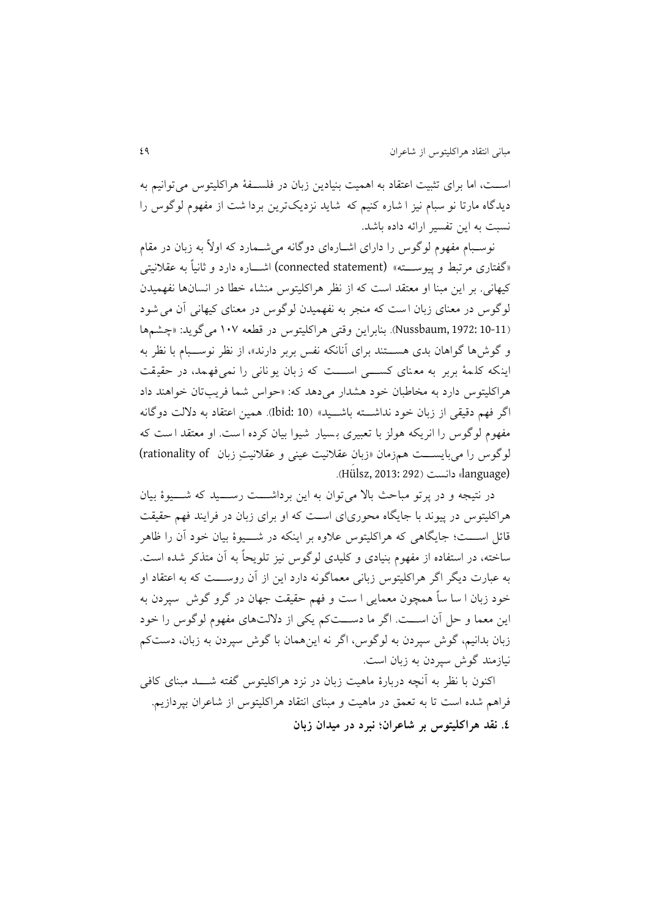است، اما برای تثبیت اعتقاد به اهمیت بنیادین زبان در فلسفهٔ هراکلیتوس می‌توانیم به دیدگاه مارتا نو سبام نیز ا شاره کنیم که شاید نزدیک‌ترین بردا شت از مفهوم لوگوس را نسبت به این تفسیر ارائه داده باشد.

نوسبام مفهوم لوگوس را دارای اشاره‌ای دوگانه می‌شمارد که اولاً به زبان در مقام «گفتاری مرتبط و پیوسته» (connected statement) اشاره دارد و ثانیاً به عقلانیتی کیهانی. بر این مبنا او معتقد است که از نظر هراکلیتوس منشاء خطا در انسان‌ها نفهمیدن لوگوس در معنای زبان است که منجر به نفهمیدن لوگوس در معنای کیهانی آن می‌شود (Nussbaum, 1972: 10-11). بنابراین وقتی هراکلیتوس در قطعه ۱۰۷ می‌گوید: «چشم‌ها و گوش‌ها گواهان بدی هستند برای آنانکه نفس بربر دارند»، از نظر نوسبام با نظر به اینکه کلمهٔ بربر به معنای کسی است که زبان یونانی را نمی‌فهمد، در حقیقت هراکلیتوس دارد به مخاطبان خود هشدار می‌دهد که: «حواس شما فریب‌تان خواهند داد اگر فهم دقیقی از زبان خود نداشته باشید» (Ibid: 10). همین اعتقاد به دلالت دوگانه مفهوم لوگوس را انریکه هولز با تعبیری بسیار شیوا بیان کرده است. او معتقد است که لوگوس را می‌بایست هم‌زمان «زبان عقلانیت عینی و عقلانیتِ زبان (rationality of language)» دانست (Hülsz, 2013: 292).

در نتیجه و در پرتو مباحث بالا می‌توان به این برداشت رسید که شیوهٔ بیان هراکلیتوس در پیوند با جایگاه محوری‌ای است که او برای زبان در فرایند فهم حقیقت قائل است؛ جایگاهی که هراکلیتوس علاوه بر اینکه در شیوهٔ بیان خود آن را ظاهر ساخته، در استفاده از مفهوم بنیادی و کلیدی لوگوس نیز تلویحاً به آن متذکر شده است. به عبارت دیگر اگر هراکلیتوس زبانی معماگونه دارد این از آن روست که به اعتقاد او خود زبان ا سا ساً همچون معمایی ا ست و فهم حقیقت جهان در گرو گوش سپردن به این معما و حل آن است. اگر ما دست‌کم یکی از دلالت‌های مفهوم لوگوس را خود زبان بدانیم، گوش سپردن به لوگوس، اگر نه این‌همان با گوش سپردن به زبان، دست‌کم نیازمند گوش سپردن به زبان است.

اکنون با نظر به آنچه دربارهٔ ماهیت زبان در نزد هراکلیتوس گفته شد مبنای کافی فراهم شده است تا به تعمق در ماهیت و مبنای انتقاد هراکلیتوس از شاعران بپردازیم.

**٤. نقد هراکلیتوس بر شاعران؛ نبرد در میدان زبان**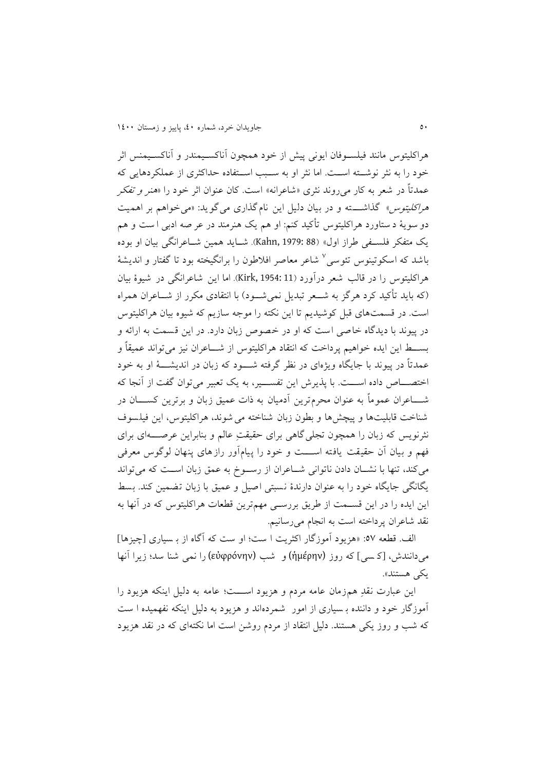هراکلیتوس مانند فیلسوفان ایونی پیش از خود همچون آناکسیمندر و آناکسیمنس اثر خود را به نثر نوشته است. اما نثر او به سبب استفاده حداکثری از عملکردهایی که عمدتاً در شعر به کار می‌روند نثری «شاعرانه» است. کان عنوان اثر خود را «*هنر و تفکر هراکلیتوس*» گذاشته و در بیان دلیل این نام‌گذاری می‌گوید: «می‌خواهم بر اهمیت دو سویهٔ دستاورد هراکلیتوس تأکید کنم: او هم یک هنرمند در عرصه ادبی است و هم یک متفکر فلسفی طراز اول» (Kahn, 1979: 88). شاید همین شاعرانگی بیان او بوده باشد که اسکوتینوس تئوسی[7] شاعر معاصر افلاطون را برانگیخته بود تا گفتار و اندیشهٔ هراکلیتوس را در قالب شعر درآورد (Kirk, 1954: 11). اما این شاعرانگی در شیوهٔ بیان (که باید تأکید کرد هرگز به شعر تبدیل نمی‌شود) با انتقادی مکرر از شاعران همراه است. در قسمت‌های قبل کوشیدیم تا این نکته را موجه سازیم که شیوه بیان هراکلیتوس در پیوند با دیدگاه خاصی است که او در خصوص زبان دارد. در این قسمت به ارائه و بسط این ایده خواهیم پرداخت که انتقاد هراکلیتوس از شاعران نیز می‌تواند عمیقاً و عمدتاً در پیوند با جایگاه ویژه‌ای در نظر گرفته شود که زبان در اندیشهٔ او به خود اختصاص داده است. با پذیرش این تفسیر، به یک تعبیر می‌توان گفت از آنجا که شاعران عموماً به عنوان محرم‌ترین آدمیان به ذات عمیق زبان و برترین کسان در شناخت قابلیت‌ها و پیچش‌ها و بطون زبان شناخته می‌شوند، هراکلیتوس، این فیلسوف نثرنویس که زبان را همچون تجلی‌گاهی برای حقیقتِ عالم و بنابراین عرصه‌ای برای فهم و بیان آن حقیقت یافته است و خود را پیام‌آور رازهای پنهان لوگوس معرفی می‌کند، تنها با نشان دادن ناتوانی شاعران از رسوخ به عمق زبان است که می‌تواند یگانگی جایگاه خود را به عنوان دارندهٔ نسبتی اصیل و عمیق با زبان تضمین کند. بسط این ایده را در این قسمت از طریق بررسی مهم‌ترین قطعات هراکلیتوس که در آنها به نقد شاعران پرداخته است به انجام می‌رسانیم.

الف. قطعه ۵۷: «هزیود آموزگار اکثریت است؛ او ست که آگاه از بسیاری [چیزها] می‌دانندش، [کسی] که روز (ἡμέρην) و شب (εὐφρόνην) را نمی‌شناسد؛ زیرا آنها یکی هستند».

این عبارت نقدِ هم‌زمان عامه مردم و هزیود است؛ عامه به دلیل اینکه هزیود را آموزگار خود و داننده بسیاری از امور شمرده‌اند و هزیود به دلیل اینکه نفهمیده است که شب و روز یکی هستند. دلیل انتقاد از مردم روشن است اما نکته‌ای که در نقد هزیود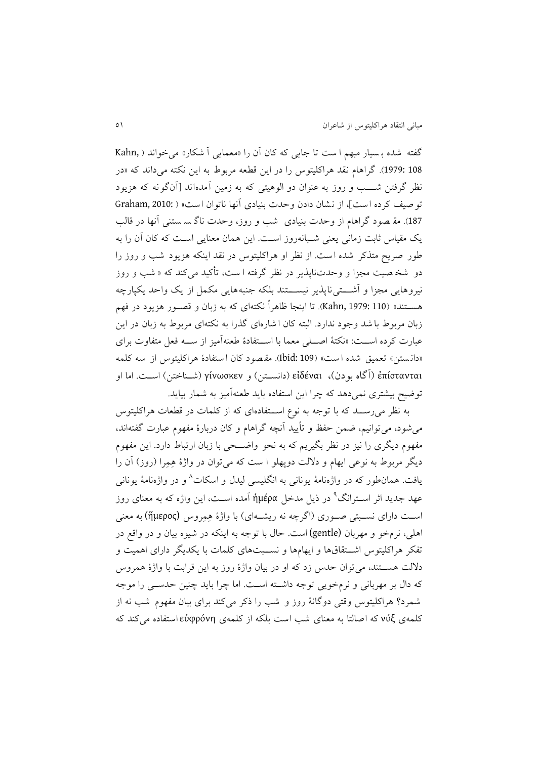گفته شده بسیار مبهم است تا جایی که کان آن را «معمایی آشکار» می‌خواند (Kahn, 1979: 108). گراهام نقد هراکلیتوس را در این قطعه مربوط به این نکته می‌داند که «در نظر گرفتن شب و روز به عنوان دو الوهیتی که به زمین آمده‌اند [آن‌گونه که هزیود توصیف کرده است]، از نشان دادن وحدت بنیادی آنها ناتوان است» (Graham, 2010: 187). مقصود گراهام از وحدت بنیادی شب و روز، وحدت ناگسستنی آنها در قالب یک مقیاس ثابت زمانی یعنی شبانه‌روز است. این همان معنایی است که کان آن را به طور صریح متذکر شده است. از نظر او هراکلیتوس در نقد اینکه هزیود شب و روز را دو شخصیت مجزا و وحدت‌ناپذیر در نظر گرفته است، تأکید می‌کند که « شب و روز نیروهایی مجزا و آشتی‌ناپذیر نیستند بلکه جنبه‌هایی مکمل از یک واحد یکپارچه هستند» (Kahn, 1979: 110). تا اینجا ظاهراً نکته‌ای که به زبان و قصور هزیود در فهم زبان مربوط باشد وجود ندارد. البته کان اشاره‌ای گذرا به نکته‌ای مربوط به زبان در این عبارت کرده است: «نکتهٔ اصلی معما با استفادهٔ طعنه‌آمیز از سه فعل متفاوت برای «دانستن» تعمیق شده است» (Ibid: 109). مقصود کان استفادهٔ هراکلیتوس از سه کلمه ἐπίστανται (آگاه بودن)، εἰδέναι (دانستن) و γίνωσκεν (شناختن) است. اما او توضیح بیشتری نمی‌دهد که چرا این استفاده باید طعنه‌آمیز به شمار بیاید.

به نظر می‌رسد که با توجه به نوع استفاده‌ای که از کلمات در قطعات هراکلیتوس می‌شود، می‌توانیم، ضمن حفظ و تأیید آنچه گراهام و کان دربارهٔ مفهوم عبارت گفته‌اند، مفهوم دیگری را نیز در نظر بگیریم که به نحو واضحی با زبان ارتباط دارد. این مفهوم دیگر مربوط به نوعی ایهام و دلالت دوپهلو است که می‌توان در واژهٔ هِمِرا (روز) آن را یافت. همان‌طور که در واژه‌نامهٔ یونانی به انگلیسی لیدل و اسکات[8] و در واژه‌نامهٔ یونانی عهد جدید اثر استرانگ[9] در ذیل مدخل ἡμέρα آمده است، این واژه که به معنای روز است دارای نسبتی صوری (اگرچه نه ریشه‌ای) با واژهٔ هِمِروس (ἥμερος) به معنی اهلی، نرم‌خو و مهربان (gentle) است. حال با توجه به اینکه در شیوه بیان و در واقع در تفکر هراکلیتوس اشتقاق‌ها و ایهام‌ها و نسبت‌های کلمات با یکدیگر دارای اهمیت و دلالت هستند، می‌توان حدس زد که او در بیان واژهٔ روز به این قرابت با واژهٔ همروس که دال بر مهربانی و نرم‌خویی توجه داشته است. اما چرا باید چنین حدسی را موجه شمرد؟ هراکلیتوس وقتی دوگانهٔ روز و شب را ذکر می‌کند برای بیان مفهوم شب نه از کلمه‌ی νύξ که اصالتا به معنای شب است بلکه از کلمه‌ی εὐφρόνη استفاده می‌کند که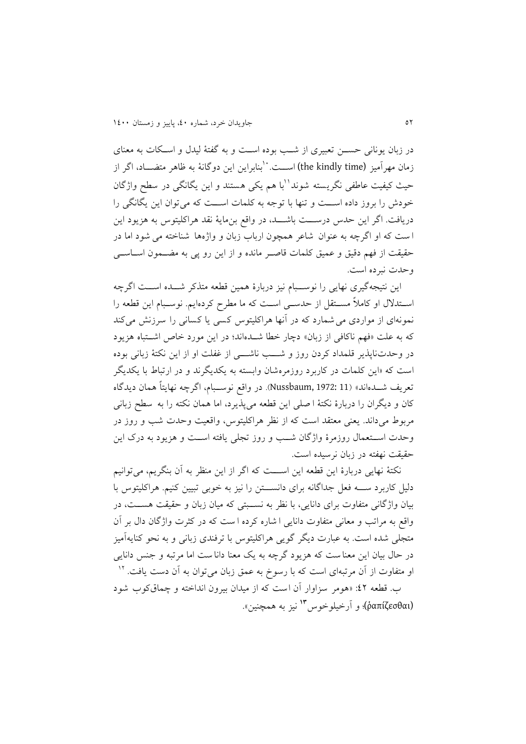در زبان یونانی حســن تعبیری از شــب بوده اســت و به گفتهٔ لیدل و اســکات به معنای زمان مهرآمیز (the kindly time) اســت.[10] بنابراین این دوگانهٔ به ظاهر متضــاد، اگر از حیث کیفیت عاطفی نگریسته شوند[11] با هم یکی هستند و این یگانگی در سطح واژگان خودش را بروز داده اســت و تنها با توجه به کلمات اســت که می‌توان این یگانگی را دریافت. اگر این حدس درســت باشــد، در واقع بن‌مایهٔ نقد هراکلیتوس به هزیود این ا ست که او اگرچه به عنوان شاعر همچون ارباب زبان و واژه‌ها شناخته می شود اما در حقیقت از فهم دقیق و عمیق کلمات قاصـر مانده و از این رو پی به مضــمون اســاســی وحدت نبرده است.

این نتیجه‌گیری نهایی را نوســبام نیز دربارهٔ همین قطعه متذکر شــده اســت اگرچه اســتدلال او کاملاً مســتقل از حدســی اســت که ما مطرح کرده‌ایم. نوسـبام این قطعه را نمونه‌ای از مواردی می شمارد که در آنها هراکلیتوس کسی یا کسانی را سرزنش می‌کند که به علت «فهم ناکافی از زبان» دچار خطا شــده‌اند؛ در این مورد خاص اشــتباه هزیود در وحدت‌ناپذیر قلمداد کردن روز و شــب ناشــی از غفلت او از این نکتهٔ زبانی بوده است که «این کلمات در کاربرد روزمره‌شان وابسته به یکدیگرند و در ارتباط با یکدیگر تعریف شــده‌اند» (Nussbaum, 1972: 11). در واقع نوســبام، اگرچه نهایتاً همان دیدگاه کان و دیگران را دربارهٔ نکتهٔ ا صلی این قطعه می‌پذیرد، اما همان نکته را به سطح زبانی مربوط می‌داند. یعنی معتقد است که از نظر هراکلیتوس، واقعیت وحدت شب و روز در وحدت اســتعمال روزمرهٔ واژگان شــب و روز تجلی یافته اســت و هزیود به درک این حقیقت نهفته در زبان نرسیده است.

نکتهٔ نهایی دربارهٔ این قطعه این اســت که اگر از این منظر به آن بنگریم، می‌توانیم دلیل کاربرد ســه فعل جداگانه برای دانســتن را نیز به خوبی تبیین کنیم. هراکلیتوس با بیان واژگانی متفاوت برای دانایی، با نظر به نســبتی که میان زبان و حقیقت هســت، در واقع به مراتب و معانی متفاوت دانایی ا شاره کرده ا ست که در کثرت واژگان دال بر آن متجلی شده است. به عبارت دیگر گویی هراکلیتوس با ترفندی زبانی و به نحو کنایه‌آمیز در حال بیان این معنا ست که هزیود گرچه به یک معنا دانا ست اما مرتبه و جنس دانایی او متفاوت از آن مرتبه‌ای است که با رسوخ به عمق زبان می‌توان به آن دست یافت.[12]

ب. قطعه ٤٢: «هومر سزاوار آن ا‌ست که از میدان بیرون انداخته و چماق‌کوب شود (ῥαπίζεσθαι)؛ و آرخیلوخوس[13] نیز به همچنین».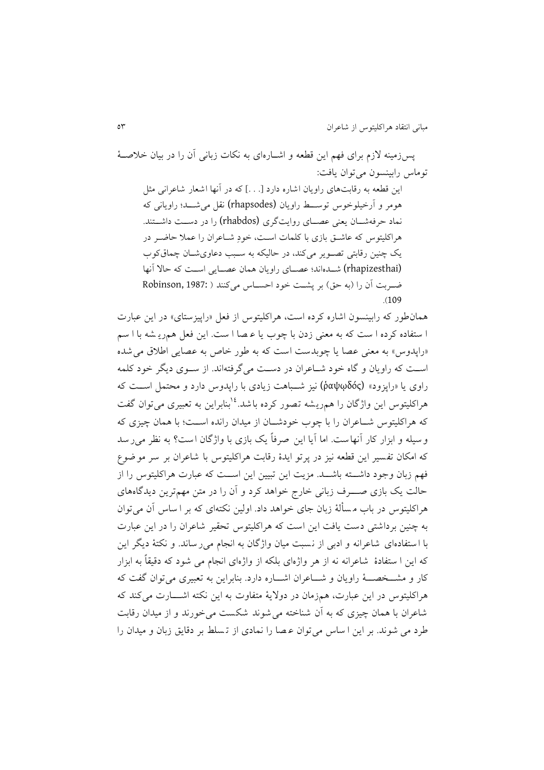پس‌زمینه لازم برای فهم این قطعه و اشــاره‌ای به نکات زبانی آن را در بیان خلاصــهٔ توماس رابینسون می‌توان یافت:

> این قطعه به رقابت‌های راویان اشاره دارد [. . .] که در آنها اشعار شاعرانی مثل هومر و آرخیلوخوس توســط راویان (rhapsodes) نقل می‌شــد؛ راویانی که نماد حرفه‌شــان یعنی عصــای روایت‌گری (rhabdos) را در دســت داشــتند. هراکلیتوس که عاشــق بازی با کلمات اســت، خودِ شــاعران را عملا حاضــر در یک چنین رقابتی تصــویر می‌کند، در حالیکه به ســبب دعاوی‌شــان چماق‌کوب (rhapizesthai) شــده‌اند؛ عصــای راویان همان عصــایی اســت که حالا آنها ضــربت آن را (به حق) بر پشــت خود احســاس می‌کنند (Robinson, 1987: 109).

همان‌طور که رابینسون اشاره کرده است، هراکلیتوس از فعل «راپیزستای» در این عبارت استفاده کرده است که به معنی زدن با چوب یا عصا است. این فعل هم‌ریشه با اسم «راپدوس» به معنی عصا یا چوبدست است که به طور خاص به عصایی اطلاق می‌شده اســت که راویان و گاه خود شــاعران در دســت می‌گرفته‌اند. از ســوی دیگر خود کلمه راوی یا «راپزود» (ῥαψῳδός) نیز شــباهت زیادی با راپدوس دارد و محتمل اســت که هراکلیتوس این واژگان را هم‌ریشه تصور کرده باشد.[14] بنابراین به تعبیری می‌توان گفت که هراکلیتوس شــاعران را با چوب خودشــان از میدان رانده اســت؛ با همان چیزی که وسیله و ابزار کار آنهاست. اما آیا این صرفاً یک بازی با واژگان است؟ به نظر می‌رسد که امکان تفسیر این قطعه نیز در پرتو ایدهٔ رقابت هراکلیتوس با شاعران بر سر موضوع فهم زبان وجود داشــته باشــد. مزیت این تبیین این اســت که عبارت هراکلیتوس را از حالت یک بازی صــــرف زبانی خارج خواهد کرد و آن را در متن مهم‌ترین دیدگاه‌های هراکلیتوس در باب مسألهٔ زبان جای خواهد داد. اولین نکته‌ای که بر اساس آن می‌توان به چنین برداشتی دست یافت این است که هراکلیتوس تحقیر شاعران را در این عبارت با استفاده‌ای شاعرانه و ادبی از نسبت میان واژگان به انجام می‌رساند. و نکتهٔ دیگر این که این استفادهٔ شاعرانه نه از هر واژه‌ای بلکه از واژه‌ای انجام می شود که دقیقاً به ابزار کار و مشــخصــهٔ راویان و شــاعران اشــاره دارد. بنابراین به تعبیری می‌توان گفت که هراکلیتوس در این عبارت، هم‌زمان در دولایهٔ متفاوت به این نکته اشــارت می‌کند که شاعران با همان چیزی که به آن شناخته می‌شوند شکست می‌خورند و از میدان رقابت طرد می شوند. بر این اساس می‌توان عصا را نمادی از تسلط بر دقایق زبان و میدان را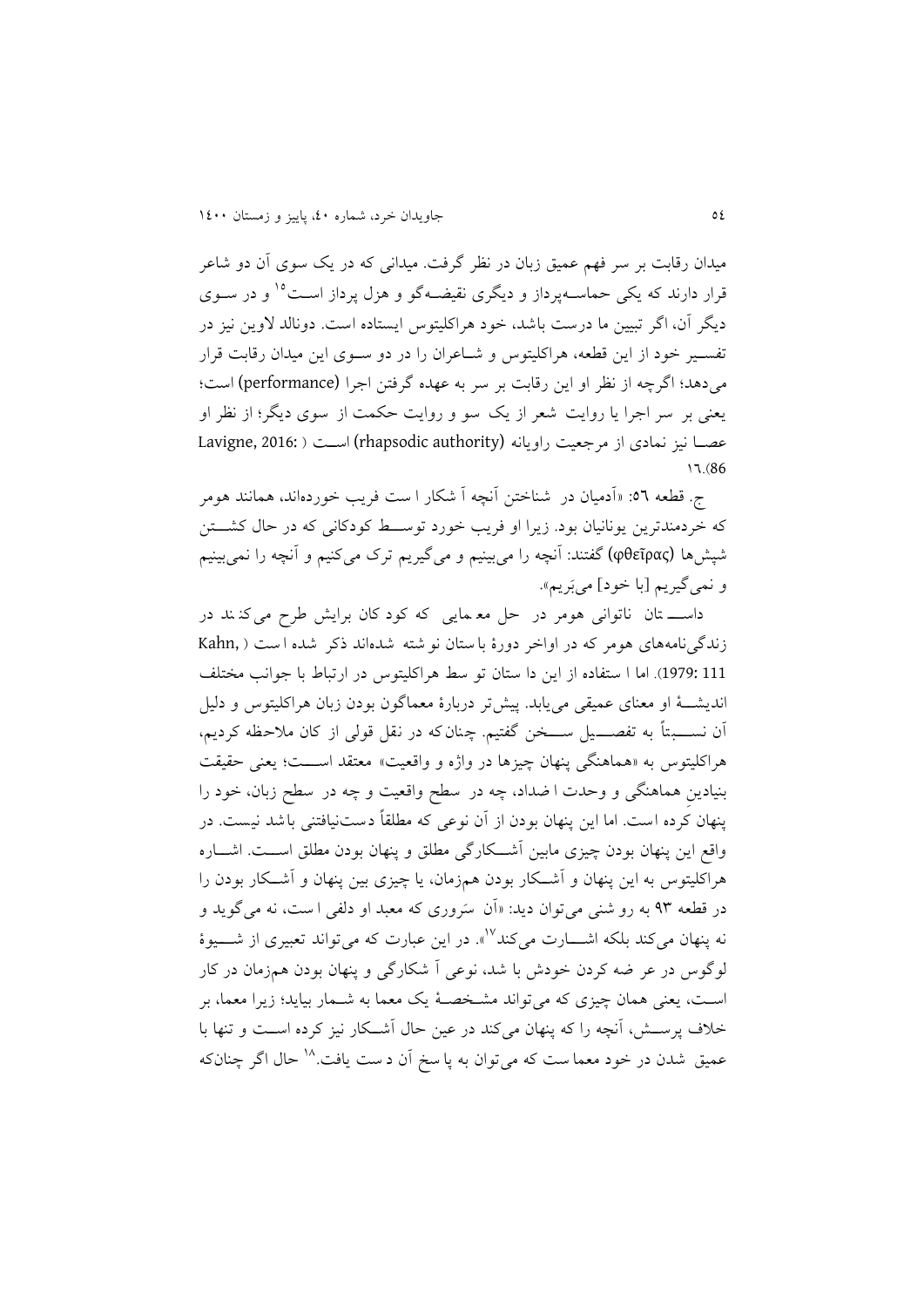میدان رقابت بر سر فهم عمیق زبان در نظر گرفت. میدانی که در یک سوی آن دو شاعر قرار دارند که یکی حماسه‌پرداز و دیگری نقیضه‌گو و هزل پرداز است[15] و در سوی دیگر آن، اگر تبیین ما درست باشد، خود هراکلیتوس ایستاده است. دونالد لاوین نیز در تفسیر خود از این قطعه، هراکلیتوس و شاعران را در دو سوی این میدان رقابت قرار می‌دهد؛ اگرچه از نظر او این رقابت بر سر به عهده گرفتن اجرا (performance) است؛ یعنی بر سر اجرا یا روایت شعر از یک سو و روایت حکمت از سوی دیگر؛ از نظر او عصا نیز نمادی از مرجعیت راویانه (rhapsodic authority) است (Lavigne, 2016: 86)۱۶.

ج. قطعه ۵۶: «آدمیان در شناختن آنچه آشکار است فریب خورده‌اند، همانند هومر که خردمندترین یونانیان بود. زیرا او فریب خورد توسط کودکانی که در حال کشتن شپش‌ها (φθεῖρας) گفتند: آنچه را می‌بینیم و می‌گیریم ترک می‌کنیم و آنچه را نمی‌بینیم و نمی‌گیریم [با خود] می‌بَریم».

داستان ناتوانی هومر در حل معمایی که کودکان برایش طرح می‌کنند در زندگی‌نامه‌های هومر که در اواخر دورهٔ باستان نوشته شده‌اند ذکر شده است (Kahn, 1979: 111). اما استفاده از این داستان توسط هراکلیتوس در ارتباط با جوانب مختلف اندیشهٔ او معنای عمیقی می‌یابد. پیش‌تر دربارهٔ معماگون بودن زبان هراکلیتوس و دلیل آن نسبتاً به تفصیل سخن گفتیم. چنان‌که در نقل قولی از کان ملاحظه کردیم، هراکلیتوس به «هماهنگی پنهان چیزها در واژه و واقعیت» معتقد است؛ یعنی حقیقت بنیادین هماهنگی و وحدت اضداد، چه در سطح واقعیت و چه در سطح زبان، خود را پنهان کرده است. اما این پنهان بودن از آن نوعی که مطلقاً دست‌نیافتنی باشد نیست. در واقع این پنهان بودن چیزی مابین آشکارگی مطلق و پنهان بودن مطلق است. اشاره هراکلیتوس به این پنهان و آشکار بودن هم‌زمان، یا چیزی بین پنهان و آشکار بودن را در قطعه ۹۳ به روشنی می‌توان دید: «آن سَروری که معبد او دلفی است، نه می‌گوید و نه پنهان می‌کند بلکه اشارت می‌کند[17]». در این عبارت که می‌تواند تعبیری از شیوهٔ لوگوس در عرضه کردن خودش باشد، نوعی آشکارگی و پنهان بودن هم‌زمان در کار است، یعنی همان چیزی که می‌تواند مشخصهٔ یک معما به شمار بیاید؛ زیرا معما، بر خلاف پرسش، آنچه را که پنهان می‌کند در عین حال آشکار نیز کرده است و تنها با عمیق شدن در خود معماست که می‌توان به پاسخ آن دست یافت.[18] حال اگر چنان‌که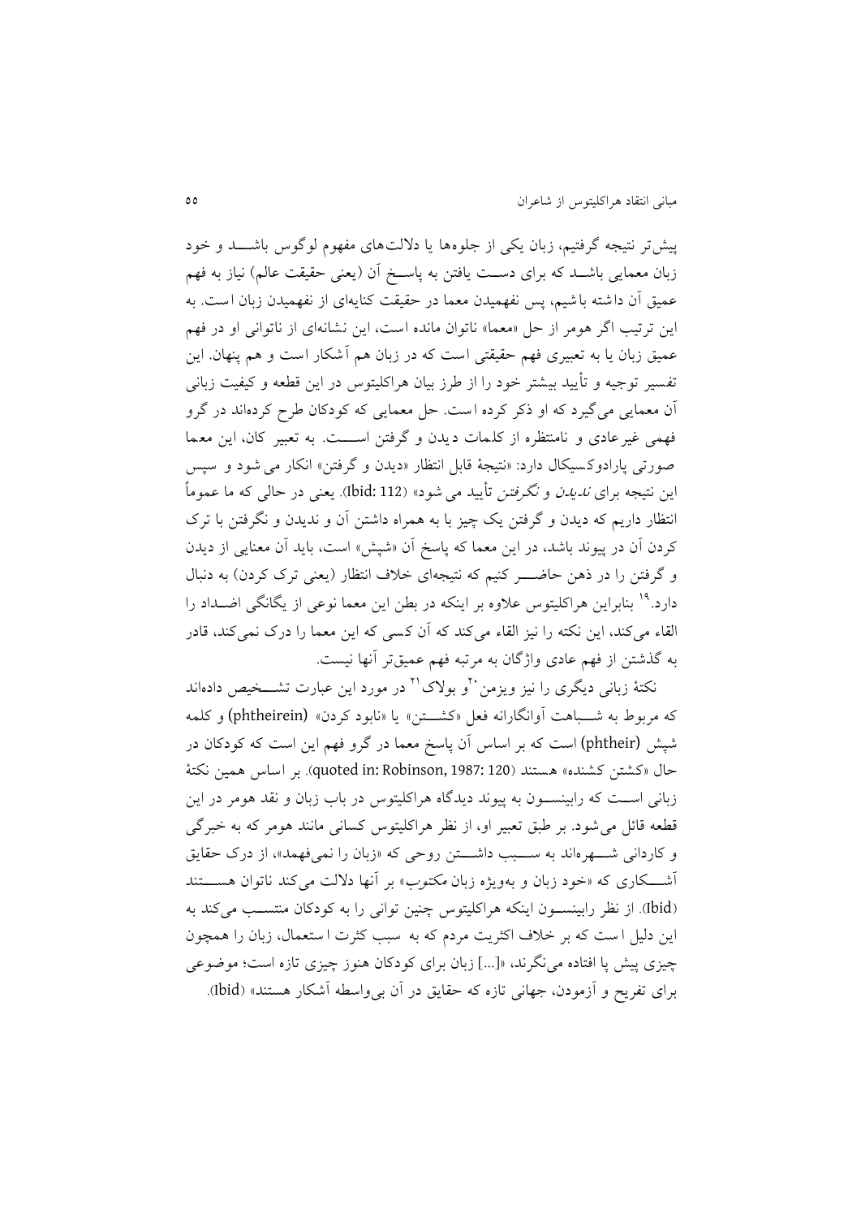پیش‌تر نتیجه گرفتیم، زبان یکی از جلوه‌ها یا دلالت‌های مفهوم لوگوس باشـــد و خود زبان معمایی باشـد که برای دسـت یافتن به پاسـخ آن (یعنی حقیقت عالم) نیاز به فهم عمیق آن داشته باشیم، پس نفهمیدن معما در حقیقت کنایه‌ای از نفهمیدن زبان است. به این ترتیب اگر هومر از حل «معما» ناتوان مانده است، این نشانه‌ای از ناتوانی او در فهم عمیق زبان یا به تعبیری فهم حقیقتی است که در زبان هم آشکار است و هم پنهان. این تفسیر توجیه و تأیید بیشتر خود را از طرز بیان هراکلیتوس در این قطعه و کیفیت زبانی آن معمایی می‌گیرد که او ذکر کرده است. حل معمایی که کودکان طرح کرده‌اند در گرو فهمی غیرعادی و نامنتظره از کلمات دیدن و گرفتن اســـت. به تعبیر کان، این معما صورتی پارادوکسیکال دارد: «نتیجهٔ قابل انتظار «دیدن و گرفتن» انکار می شود و سپس این نتیجه برای *ندیدن* و *نگرفتن* تأیید می شود» (Ibid: 112). یعنی در حالی که ما عموماً انتظار داریم که دیدن و گرفتن یک چیز با به همراه داشتن آن و ندیدن و نگرفتن با ترک کردن آن در پیوند باشد، در این معما که پاسخ آن «شپش» است، باید آن معنایی از دیدن و گرفتن را در ذهن حاضـــر کنیم که نتیجه‌ای خلاف انتظار (یعنی ترک کردن) به دنبال دارد.[19] بنابراین هراکلیتوس علاوه بر اینکه در بطن این معما نوعی از یگانگی اضـداد را القاء می‌کند، این نکته را نیز القاء می‌کند که آن کسی که این معما را درک نمی‌کند، قادر به گذشتن از فهم عادی واژگان به مرتبه فهم عمیق‌تر آنها نیست.

نکتهٔ زبانی دیگری را نیز ویزمن[20]و بولاک[21] در مورد این عبارت تشـــخیص داده‌اند که مربوط به شـــباهت آوانگارانه فعل «کشــتن» یا «نابود کردن» (phtheirein) و کلمه شپش (phtheir) است که بر اساس آن پاسخ معما در گرو فهم این است که کودکان در حال «کشتن کشنده» هستند (quoted in: Robinson, 1987: 120). بر اساس همین نکتهٔ زبانی اســت که رابینســون به پیوند دیدگاه هراکلیتوس در باب زبان و نقد هومر در این قطعه قائل می شود. بر طبق تعبیر او، از نظر هراکلیتوس کسانی مانند هومر که به خبرگی و کاردانی شـــهره‌اند به ســـبب داشـــتن روحی که «زبان را نمی‌فهمد»، از درک حقایق آشـــکاری که «خود زبان و به‌ویژه زبان مکتوب» بر آنها دلالت می‌کند ناتوان هســـتند (Ibid). از نظر رابینســون اینکه هراکلیتوس چنین توانی را به کودکان منتســب می‌کند به این دلیل است که بر خلاف اکثریت مردم که به سبب کثرت استعمال، زبان را همچون چیزی پیش پا افتاده می‌نگرند، «[...] زبان برای کودکان هنوز چیزی تازه است؛ موضوعی برای تفریح و آزمودن، جهانی تازه که حقایق در آن بی‌واسطه آشکار هستند» (Ibid).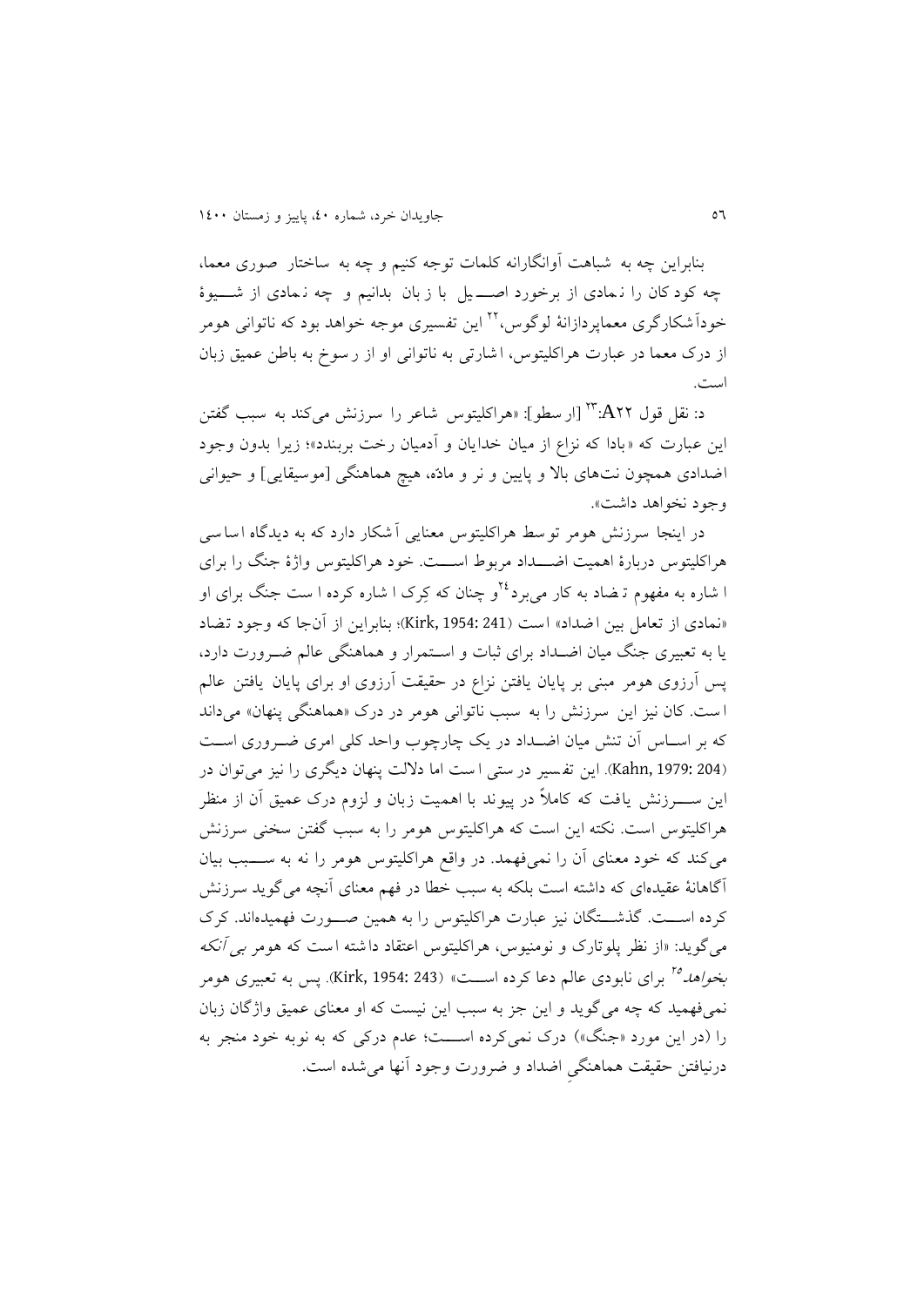بنابراین چه به شباهت آوانگارانه کلمات توجه کنیم و چه به ساختار صوری معما، چه کودکان را نمادی از برخورد اصیل با زبان بدانیم و چه نمادی از شیوۀ خودآشکارگری معماپردازانۀ لوگوس،[22] این تفسیری موجه خواهد بود که ناتوانی هومر از درک معما در عبارت هراکلیتوس، اشارتی به ناتوانی او از رسوخ به باطن عمیق زبان است.

د: نقل قول A22:[23] [ارسطو]: «هراکلیتوس شاعر را سرزنش می‌کند به سبب گفتن این عبارت که «بادا که نزاع از میان خدایان و آدمیان رخت بربندد»؛ زیرا بدون وجود اضدادی همچون نت‌های بالا و پایین و نر و ماده، هیچ هماهنگی [موسیقایی] و حیوانی وجود نخواهد داشت».

در اینجا سرزنش هومر توسط هراکلیتوس معنایی آشکار دارد که به دیدگاه اساسی هراکلیتوس دربارۀ اهمیت اضداد مربوط است. خود هراکلیتوس واژۀ جنگ را برای اشاره به مفهوم تضاد به کار می‌برد[24] و چنان که کِرک اشاره کرده است جنگ برای او «نمادی از تعامل بین اضداد» است (Kirk, 1954: 241)؛ بنابراین از آنجا که وجود تضاد یا به تعبیری جنگ میان اضداد برای ثبات و استمرار و هماهنگی عالم ضرورت دارد، پس آرزوی هومر مبنی بر پایان یافتن نزاع در حقیقت آرزوی او برای پایان یافتن عالم است. کان نیز این سرزنش را به سبب ناتوانی هومر در درک «هماهنگی پنهان» می‌داند که بر اساس آن تنش میان اضداد در یک چارچوب واحد کلی امری ضروری است (Kahn, 1979: 204). این تفسیر درستی است اما دلالت پنهان دیگری را نیز می‌توان در این سرزنش یافت که کاملاً در پیوند با اهمیت زبان و لزوم درک عمیق آن از منظر هراکلیتوس است. نکته این است که هراکلیتوس هومر را به سبب گفتن سخنی سرزنش می‌کند که خود معنای آن را نمی‌فهمد. در واقع هراکلیتوس هومر را نه به سبب بیان آگاهانۀ عقیده‌ای که داشته است بلکه به سبب خطا در فهم معنای آنچه می‌گوید سرزنش کرده است. گذشتگان نیز عبارت هراکلیتوس را به همین صورت فهمیده‌اند. کرک می‌گوید: «از نظر پلوتارک و نومنیوس، هراکلیتوس اعتقاد داشته است که هومر *بی آنکه بخواهد*[25] برای نابودی عالم دعا کرده است» (Kirk, 1954: 243). پس به تعبیری هومر نمی‌فهمید که چه می‌گوید و این جز به سبب این نیست که او معنای عمیق واژگان زبان را (در این مورد «جنگ») درک نمی‌کرده است؛ عدم درکی که به نوبه خود منجر به درنیافتن حقیقت هماهنگیِ اضداد و ضرورت وجود آنها می‌شده است.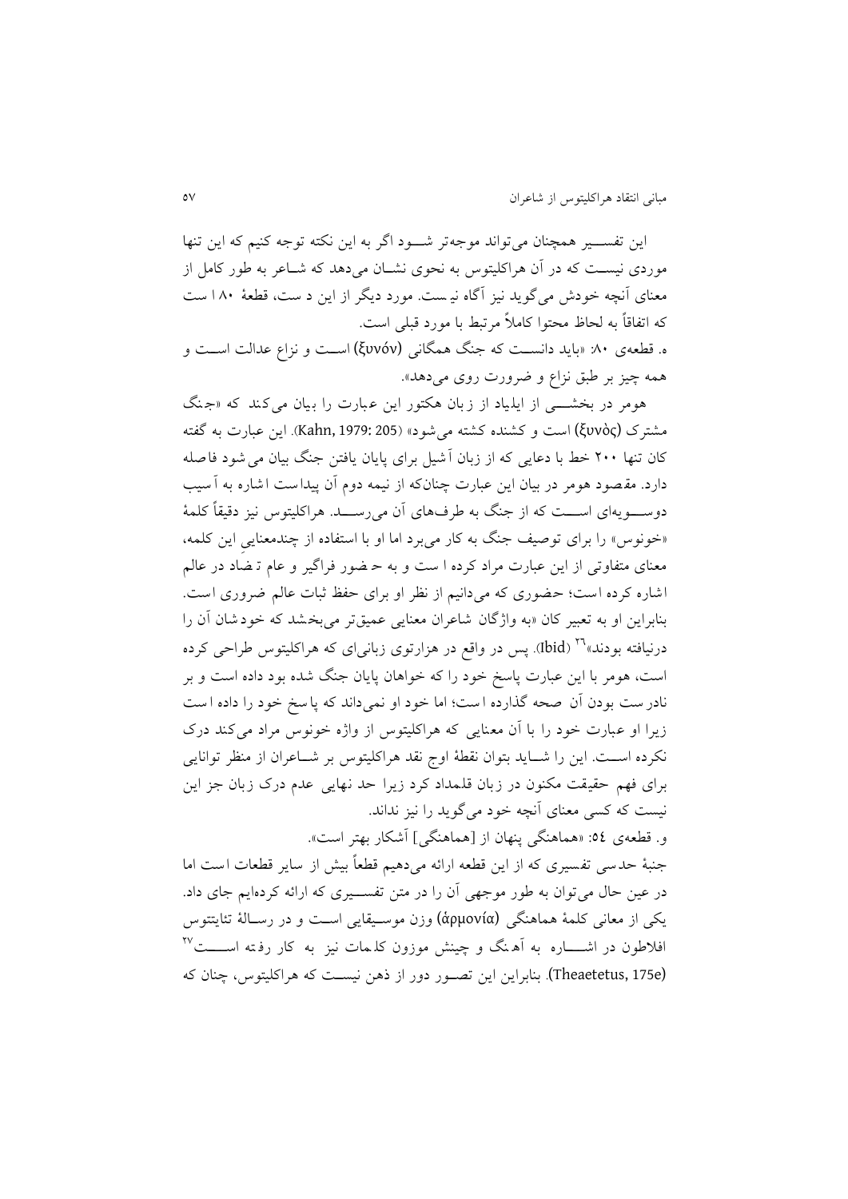این تفسیر همچنان می‌تواند موجه‌تر شود اگر به این نکته توجه کنیم که این تنها موردی نیست که در آن هراکلیتوس به نحوی نشان می‌دهد که شاعر به طور کامل از معنای آنچه خودش می‌گوید نیز آگاه نیست. مورد دیگر از این دست، قطعهٔ ۸۰ است که اتفاقاً به لحاظ محتوا کاملاً مرتبط با مورد قبلی است.

ه. قطعه‌ی ۸۰: «باید دانست که جنگ همگانی (ξυνόν) است و نزاع عدالت است و همه چیز بر طبق نزاع و ضرورت روی می‌دهد».

هومر در بخشی از ایلیاد از زبان هکتور این عبارت را بیان می‌کند که «جنگ مشترک (ξυνὸς) است و کشنده کشته می‌شود» (Kahn, 1979: 205). این عبارت به گفته کان تنها ۲۰۰ خط با دعایی که از زبان آشیل برای پایان یافتن جنگ بیان می‌شود فاصله دارد. مقصود هومر در بیان این عبارت چنان‌که از نیمه دوم آن پیداست اشاره به آسیب دوسویه‌ای است که از جنگ به طرف‌های آن می‌رسد. هراکلیتوس نیز دقیقاً کلمهٔ «خونوس» را برای توصیف جنگ به کار می‌برد اما او با استفاده از چندمعناییِ این کلمه، معنای متفاوتی از این عبارت مراد کرده است و به حضور فراگیر و عام تضاد در عالم اشاره کرده است؛ حضوری که می‌دانیم از نظر او برای حفظ ثبات عالم ضروری است. بنابراین او به تعبیر کان «به واژگان شاعران معنایی عمیق‌تر می‌بخشد که خودشان آن را درنیافته بودند»[26] (Ibid). پس در واقع در هزارتوی زبانی‌ای که هراکلیتوس طراحی کرده است، هومر با این عبارت پاسخ خود را که خواهان پایان جنگ شده بود داده است و بر نادرست بودن آن صحه گذارده است؛ اما خود او نمی‌داند که پاسخ خود را داده است زیرا او عبارت خود را با آن معنایی که هراکلیتوس از واژه خونوس مراد می‌کند درک نکرده است. این را شاید بتوان نقطهٔ اوج نقد هراکلیتوس بر شاعران از منظر توانایی برای فهم حقیقت مکنون در زبان قلمداد کرد زیرا حد نهایی عدم درک زبان جز این نیست که کسی معنای آنچه خود می‌گوید را نیز نداند.

و. قطعه‌ی ۵۴: «هماهنگی پنهان از [هماهنگی] آشکار بهتر است».

جنبهٔ حدسی تفسیری که از این قطعه ارائه می‌دهیم قطعاً بیش از سایر قطعات است اما در عین حال می‌توان به طور موجهی آن را در متن تفسیری که ارائه کرده‌ایم جای داد. یکی از معانی کلمهٔ هماهنگی (ἁρμονία) وزن موسیقایی است و در رسالهٔ تئایتتوس افلاطون در اشاره به آهنگ و چینش موزون کلمات نیز به کار رفته است[27] (Theaetetus, 175e). بنابراین این تصور دور از ذهن نیست که هراکلیتوس، چنان که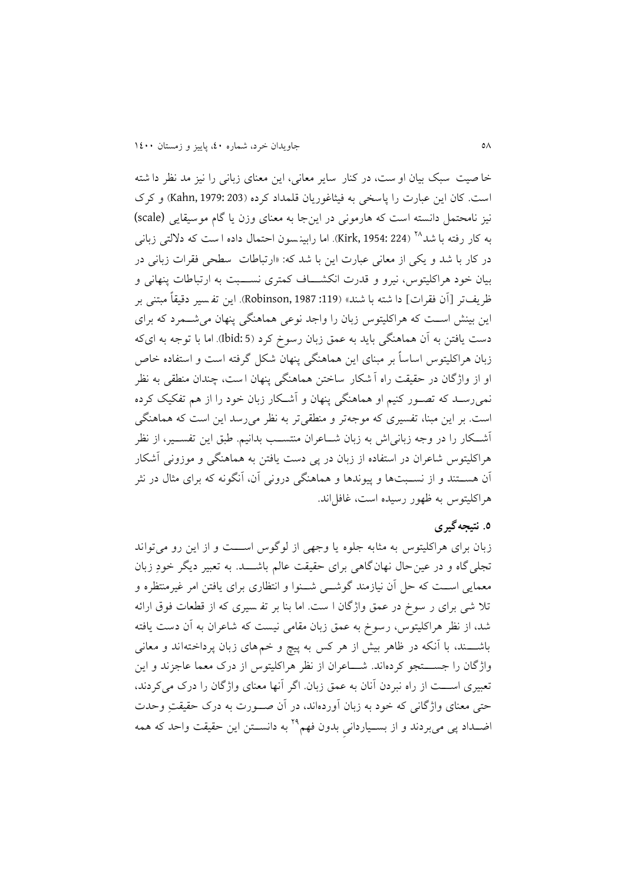خاصیت سبک بیان اوست، در کنار سایر معانی، این معنای زبانی را نیز مد نظر داشته است. کان این عبارت را پاسخی به فیثاغوریان قلمداد کرده (Kahn, 1979: 203) و کرک نیز نامحتمل دانسته است که هارمونی در این‌جا به معنای وزن یا گام موسیقایی (scale) به کار رفته باشد[28] (Kirk, 1954: 224). اما رابینسون احتمال داده است که دلالتی زبانی در کار باشد و یکی از معانی عبارت این باشد که: «ارتباطات سطحی فقرات زبانی در بیان خود هراکلیتوس، نیرو و قدرت انکشاف کمتری نسبت به ارتباطات پنهانی و ظریف‌تر [آن فقرات] داشته باشند» (Robinson, 1987 :119). این تفسیر دقیقاً مبتنی بر این بینش است که هراکلیتوس زبان را واجد نوعی هماهنگی پنهان می‌شمرد که برای دست یافتن به آن هماهنگی باید به عمق زبان رسوخ کرد (Ibid: 5). اما با توجه به این‌که زبان هراکلیتوس اساساً بر مبنای این هماهنگی پنهان شکل گرفته است و استفاده خاص او از واژگان در حقیقت راه آشکار ساختن هماهنگی پنهان است، چندان منطقی به نظر نمی‌رسد که تصور کنیم او هماهنگی پنهان و آشکار زبان خود را از هم تفکیک کرده است. بر این مبنا، تفسیری که موجه‌تر و منطقی‌تر به نظر می‌رسد این است که هماهنگی آشکار را در وجه زبانی‌اش به زبان شاعران منتسب بدانیم. طبق این تفسیر، از نظر هراکلیتوس شاعران در استفاده از زبان در پی دست یافتن به هماهنگی و موزونی آشکار آن هستند و از نسبت‌ها و پیوندها و هماهنگی درونی آن، آنگونه که برای مثال در نثر هراکلیتوس به ظهور رسیده است، غافل‌اند.

## ۵. نتیجه‌گیری

زبان برای هراکلیتوس به مثابه جلوه یا وجهی از لوگوس است و از این رو می‌تواند تجلی‌گاه و در عین‌حال نهان‌گاهی برای حقیقت عالم باشد. به تعبیر دیگر خودِ زبان معمایی است که حل آن نیازمند گوشی شنوا و انتظاری برای یافتن امر غیرمنتظره و تلاشی برای رسوخ در عمق واژگان است. اما بنا بر تفسیری که از قطعات فوق ارائه شد، از نظر هراکلیتوس، رسوخ به عمق زبان مقامی نیست که شاعران به آن دست یافته باشند، با آنکه در ظاهر بیش از هر کس به پیچ و خم‌های زبان پرداخته‌اند و معانی واژگان را جستجو کرده‌اند. شاعران از نظر هراکلیتوس از درک معما عاجزند و این تعبیری است از راه نبردن آنان به عمق زبان. اگر آنها معنای واژگان را درک می‌کردند، حتی معنای واژگانی که خود به زبان آورده‌اند، در آن صورت به درک حقیقتِ وحدت اضداد پی می‌بردند و از بسیاردانیِ بدون فهم[29] به دانستن این حقیقت واحد که همه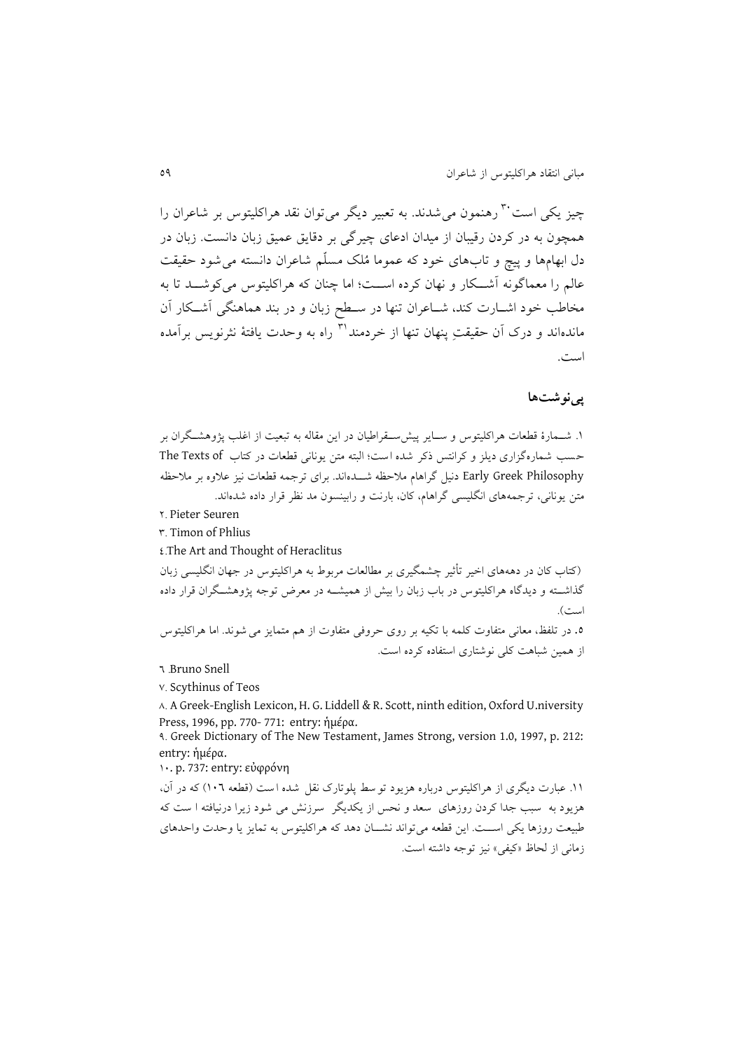چیز یکی است[30] رهنمون می‌شدند. به تعبیر دیگر می‌توان نقد هراکلیتوس بر شاعران را همچون به در کردن رقیبان از میدان ادعای چیرگی بر دقایق عمیق زبان دانست. زبان در دل ابهام‌ها و پیچ و تاب‌های خود که عموما مُلک مسلّم شاعران دانسته می‌شود حقیقت عالم را معماگونه آشـکار و نهان کرده اسـت؛ اما چنان که هراکلیتوس می‌کوشـد تا به مخاطب خود اشـارت کند، شـاعران تنها در سـطح زبان و در بند هماهنگی آشـکار آن مانده‌اند و درک آن حقیقتِ پنهان تنها از خردمند[31] راه به وحدت یافتهٔ نثرنویس برآمده است.

## پی‌نوشت‌ها

۱. شـمارهٔ قطعات هراکلیتوس و سـایر پیش‌سـقراطیان در این مقاله به تبعیت از اغلب پژوهشـگران بر حسب شماره‌گزاری دیلز و کرانتس ذکر شده است؛ البته متن یونانی قطعات در کتاب The Texts of Early Greek Philosophy دنیل گراهام ملاحظه شـده‌اند. برای ترجمه قطعات نیز علاوه بر ملاحظه متن یونانی، ترجمه‌های انگلیسی گراهام، کان، بارنت و رابینسون مد نظر قرار داده شده‌اند.

۲. Pieter Seuren

۳. Timon of Phlius

٤. The Art and Thought of Heraclitus

(کتاب کان در دهه‌های اخیر تأثیر چشمگیری بر مطالعات مربوط به هراکلیتوس در جهان انگلیسی زبان گذاشـته و دیدگاه هراکلیتوس در باب زبان را بیش از همیشـه در معرض توجه پژوهشـگران قرار داده است).

**۵.** در تلفظ، معانی متفاوت کلمه با تکیه بر روی حروفی متفاوت از هم متمایز می شوند. اما هراکلیتوس از همین شباهت کلی نوشتاری استفاده کرده است.

٦. Bruno Snell

۷. Scythinus of Teos

۸. A Greek-English Lexicon, H. G. Liddell & R. Scott, ninth edition, Oxford U.niversity Press, 1996, pp. 770- 771: entry: ἡμέρα.

۹. Greek Dictionary of The New Testament, James Strong, version 1.0, 1997, p. 212: entry: ἡμέρα.

۱۰. p. 737: entry: εὐφρόνη

۱۱. عبارت دیگری از هراکلیتوس درباره هزیود توسط پلوتارک نقل شده است (قطعه ۱۰٦) که در آن، هزیود به سبب جدا کردن روزهای سعد و نحس از یکدیگر سرزنش می شود زیرا درنیافته است که طبیعت روزها یکی اسـت. این قطعه می‌تواند نشـان دهد که هراکلیتوس به تمایز یا وحدت واحدهای زمانی از لحاظ «کیفی» نیز توجه داشته است.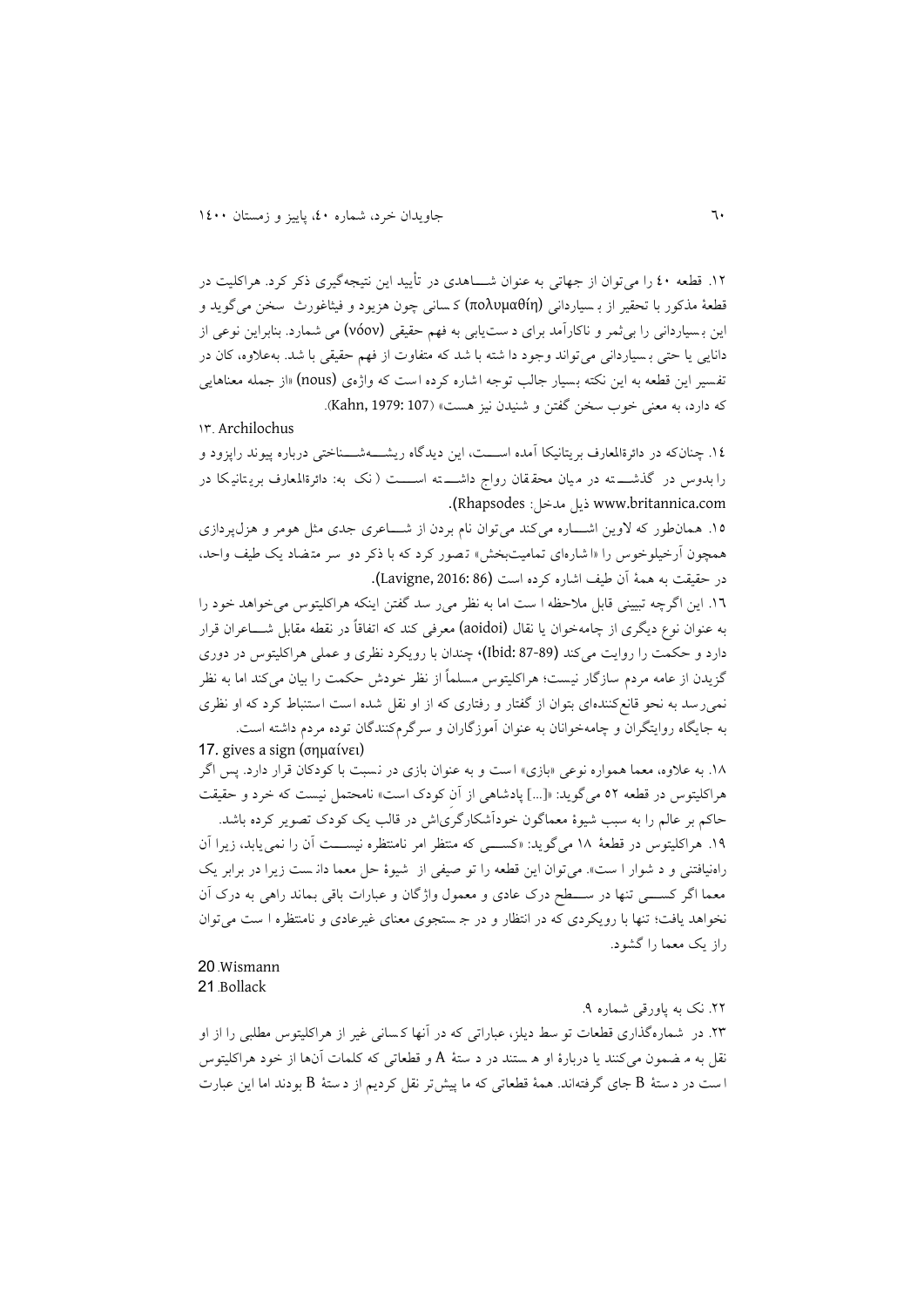۱۲. قطعه ٤٠ را می‌توان از جهاتی به عنوان شاهدی در تأیید این نتیجه‌گیری ذکر کرد. هراکلیت در قطعهٔ مذکور با تحقیر از بسیاردانی (πολυμαθίη) کسانی چون هزیود و فیثاغورث سخن می‌گوید و این بسیاردانی را بی‌ثمر و ناکارآمد برای دست‌یابی به فهم حقیقی (νόον) می شمارد. بنابراین نوعی از دانایی یا حتی بسیاردانی می‌تواند وجود داشته باشد که متفاوت از فهم حقیقی باشد. به‌علاوه، کان در تفسیر این قطعه به این نکته بسیار جالب توجه اشاره کرده است که واژهٔ (nous) «از جمله معناهایی که دارد، به معنی خوب سخن گفتن و شنیدن نیز هست» (Kahn, 1979: 107).

۱۳. Archilochus

۱٤. چنان‌که در دائرةالمعارف بریتانیکا آمده است، این دیدگاه ریشه‌شناختی درباره پیوند راپزود و رابدوس در گذشته در میان محققان رواج داشته است (نک به: دائرةالمعارف بریتانیکا در www.britannica.com ذیل مدخل: Rhapsodes).

۱۵. همان‌طور که لاوین اشاره می‌کند می‌توان نام بردن از شاعری جدی مثل هومر و هزل‌پردازی همچون آرخیلوخوس را «اشاره‌ای تمامیت‌بخش» تصور کرد که با ذکر دو سر متضاد یک طیف واحد، در حقیقت به همهٔ آن طیف اشاره کرده است (Lavigne, 2016: 86).

۱٦. این اگرچه تبیینی قابل ملاحظه است اما به نظر می‌رسد گفتن اینکه هراکلیتوس می‌خواهد خود را به عنوان نوع دیگری از چامه‌خوان یا نقال (aoidoi) معرفی کند که اتفاقاً در نقطه مقابل شاعران قرار دارد و حکمت را روایت می‌کند (Ibid: 87-89)، چندان با رویکرد نظری و عملی هراکلیتوس در دوری گزیدن از عامه مردم سازگار نیست؛ هراکلیتوس مسلماً از نظر خودش حکمت را بیان می‌کند اما به نظر نمی‌رسد به نحو قانع‌کننده‌ای بتوان از گفتار و رفتاری که از او نقل شده است استنباط کرد که او نظری به جایگاه روایتگران و چامه‌خوانان به عنوان آموزگاران و سرگرم‌کنندگان توده مردم داشته است.

17. gives a sign (σημαίνει)

۱۸. به علاوه، معما همواره نوعی «بازی» است و به عنوان بازی در نسبت با کودکان قرار دارد. پس اگر هراکلیتوس در قطعه ٥٢ می‌گوید: «[...] پادشاهی از آنِ کودک است» نامحتمل نیست که خرد و حقیقت حاکم بر عالم را به سبب شیوهٔ معماگون خودآشکارگری‌اش در قالب یک کودک تصویر کرده باشد.

۱۹. هراکلیتوس در قطعهٔ ۱۸ می‌گوید: «کسی که منتظر امر نامنتظره نیست آن را نمی‌یابد، زیرا آن راه‌نیافتنی و دشوار است». می‌توان این قطعه را توصیفی از شیوهٔ حل معما دانست زیرا در برابر یک معما اگر کسی تنها در سطح درک عادی و معمول واژگان و عبارات باقی بماند راهی به درک آن نخواهد یافت؛ تنها با رویکردی که در انتظار و در جستجوی معنای غیرعادی و نامنتظره است می‌توان راز یک معما را گشود.

20 .Wismann

21 .Bollack

۲۲. نک به پاورقی شماره ۹.

۲۳. در شماره‌گذاری قطعات توسط دیلز، عباراتی که در آنها کسانی غیر از هراکلیتوس مطلبی را از او نقل به مضمون می‌کنند یا دربارهٔ او هستند در دستهٔ A و قطعاتی که کلمات آنها از خود هراکلیتوس است در دستهٔ B جای گرفته‌اند. همهٔ قطعاتی که ما پیش‌تر نقل کردیم از دستهٔ B بودند اما این عبارت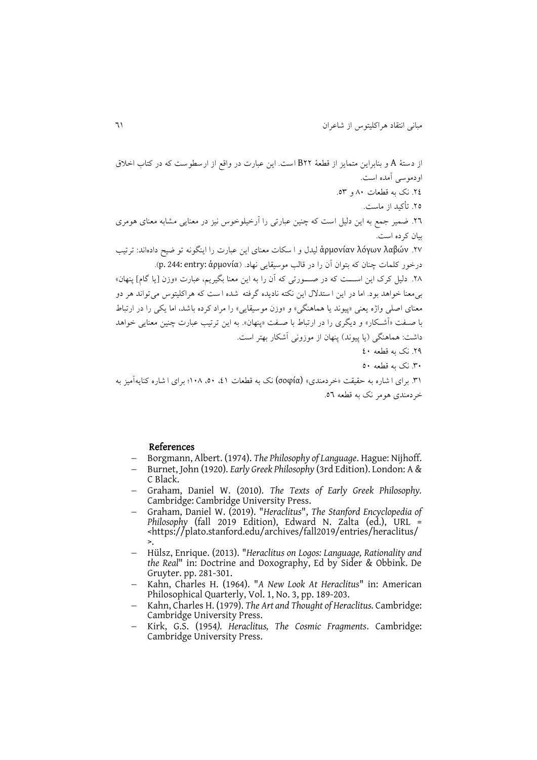از دستهٔ A و بنابراین متمایز از قطعهٔ B۲۲ است. این عبارت در واقع از ارسطوست که در کتاب اخلاق اودموسی آمده است.

۲٤. نک به قطعات ۸۰ و ۵۳.

۲۵. تأکید از ماست.

۲٦. ضمیر جمع به این دلیل است که چنین عبارتی را آرخیلوخوس نیز در معنایی مشابه معنای هومری بیان کرده است.

۲۷. ἁρμονίαν λόγων λαβών لیدل و اسکات معنای این عبارت را اینگونه تو ضیح داده‌اند: ترتیب درخور کلمات چنان که بتوان آن را در قالب موسیقایی نهاد. (p. 244: entry: ἁρμονία).

۲۸. دلیل کرک این اســـت که در صـــورتی که آن را به این معنا بگیریم، عبارت «وزن [یا گام] پنهان» بی‌معنا خواهد بود. اما در این استدلال این نکته نادیده گرفته شده است که هراکلیتوس می‌تواند هر دو معنای اصلی واژه یعنی «پیوند یا هماهنگی» و «وزن موسیقایی» را مراد کرده باشد، اما یکی را در ارتباط با صـفت «آشـکار» و دیگری را در ارتباط با صـفت «پنهان». به این ترتیب عبارت چنین معنایی خواهد داشت: هماهنگی (یا پیوند) پنهان از موزونی آشکار بهتر است.

۲۹. نک به قطعه ٤۰

۳۰. نک به قطعه ۵۰

۳۱. برای اشاره به حقیقت «خردمندی» (σοφία) نک به قطعات ٤۱، ۵۰، ۱۰۸؛ برای اشاره کنایه‌آمیز به خردمندی هومر نک به قطعه ۵٦.

## References

- Borgmann, Albert. (1974). *The Philosophy of Language*. Hague: Nijhoff.
- Burnet, John (1920). *Early Greek Philosophy* (3rd Edition). London: A & C Black.
- Graham, Daniel W. (2010). *The Texts of Early Greek Philosophy*. Cambridge: Cambridge University Press.
- Graham, Daniel W. (2019). "*Heraclitus*", *The Stanford Encyclopedia of Philosophy* (fall 2019 Edition), Edward N. Zalta (ed.), URL = <https://plato.stanford.edu/archives/fall2019/entries/heraclitus/>.
- Hülsz, Enrique. (2013). "*Heraclitus on Logos: Language, Rationality and the Real*" in: Doctrine and Doxography, Ed by Sider & Obbink. De Gruyter. pp. 281-301.
- Kahn, Charles H. (1964). "*A New Look At Heraclitus*" in: American Philosophical Quarterly, Vol. 1, No. 3, pp. 189-203.
- Kahn, Charles H. (1979). *The Art and Thought of Heraclitus*. Cambridge: Cambridge University Press.
- Kirk, G.S. (1954*). Heraclitus, The Cosmic Fragments*. Cambridge: Cambridge University Press.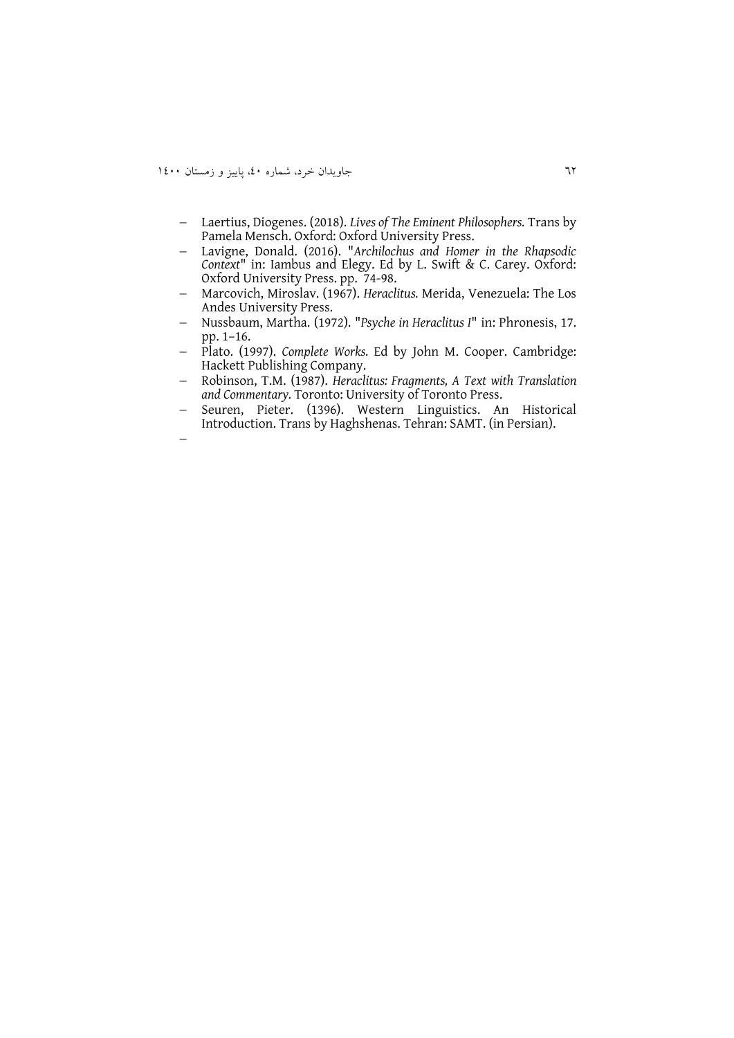- Laertius, Diogenes. (2018). *Lives of The Eminent Philosophers.* Trans by Pamela Mensch. Oxford: Oxford University Press.
- Lavigne, Donald. (2016). "*Archilochus and Homer in the Rhapsodic Context*" in: Iambus and Elegy. Ed by L. Swift & C. Carey. Oxford: Oxford University Press. pp. 74-98.
- Marcovich, Miroslav. (1967). *Heraclitus.* Merida, Venezuela: The Los Andes University Press.
- Nussbaum, Martha. (1972). "*Psyche in Heraclitus I*" in: Phronesis, 17. pp. 1–16.
- Plato. (1997). *Complete Works.* Ed by John M. Cooper. Cambridge: Hackett Publishing Company.
- Robinson, T.M. (1987). *Heraclitus: Fragments, A Text with Translation and Commentary.* Toronto: University of Toronto Press.
- Seuren, Pieter. (1396). Western Linguistics. An Historical Introduction. Trans by Haghshenas. Tehran: SAMT. (in Persian).
-